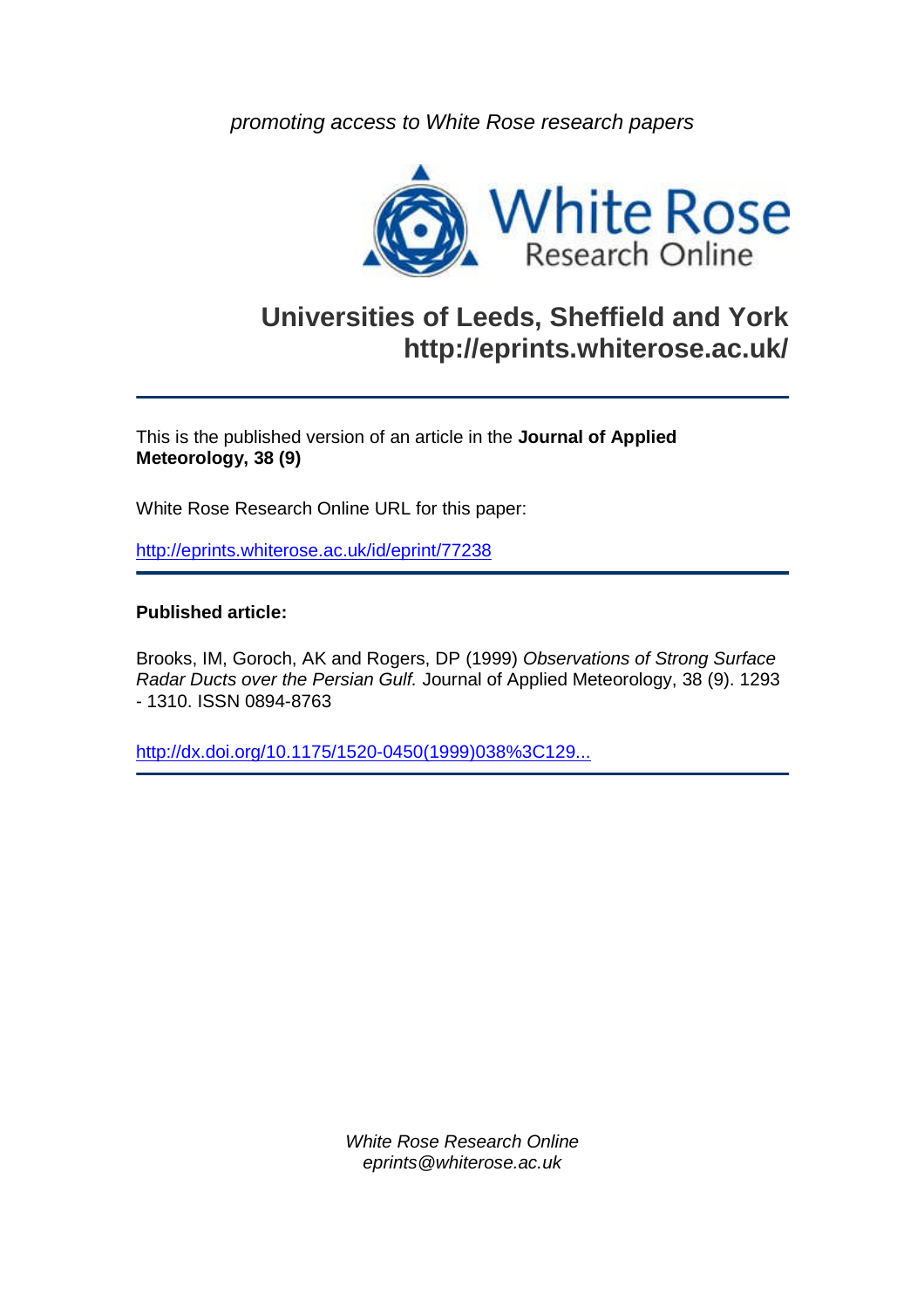*promoting access to White Rose research papers*

White Rose Research Online

## Universities of Leeds, Sheffield and York
## http://eprints.whiterose.ac.uk/

---

This is the published version of an article in the **Journal of Applied Meteorology, 38 (9)**

White Rose Research Online URL for this paper:

http://eprints.whiterose.ac.uk/id/eprint/77238

---

**Published article:**

Brooks, IM, Goroch, AK and Rogers, DP (1999) *Observations of Strong Surface Radar Ducts over the Persian Gulf.* Journal of Applied Meteorology, 38 (9). 1293 - 1310. ISSN 0894-8763

http://dx.doi.org/10.1175/1520-0450(1999)038%3C129...

---

*White Rose Research Online*
*eprints@whiterose.ac.uk*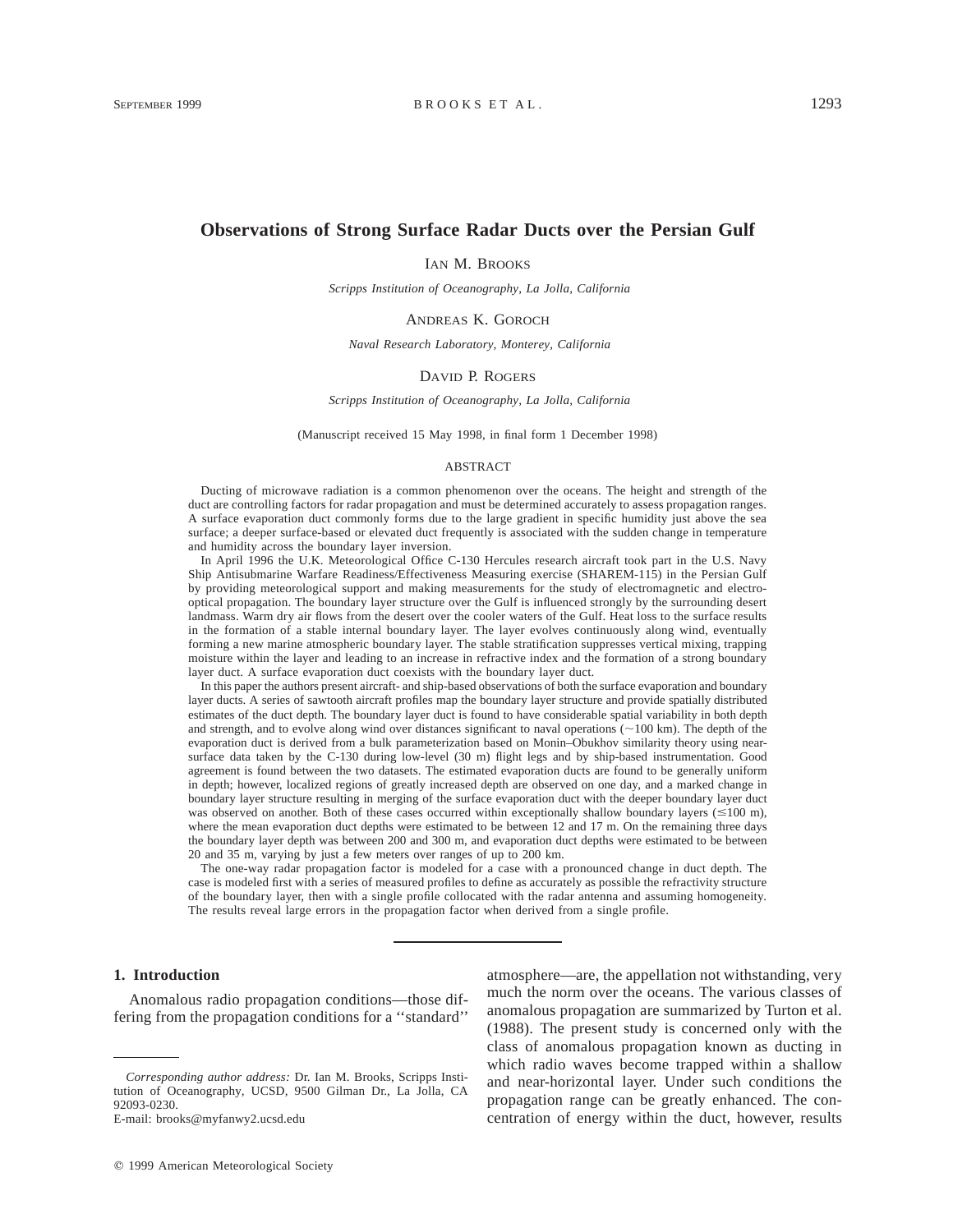# Observations of Strong Surface Radar Ducts over the Persian Gulf

IAN M. BROOKS

*Scripps Institution of Oceanography, La Jolla, California*

ANDREAS K. GOROCH

*Naval Research Laboratory, Monterey, California*

DAVID P. ROGERS

*Scripps Institution of Oceanography, La Jolla, California*

(Manuscript received 15 May 1998, in final form 1 December 1998)

## ABSTRACT

Ducting of microwave radiation is a common phenomenon over the oceans. The height and strength of the duct are controlling factors for radar propagation and must be determined accurately to assess propagation ranges. A surface evaporation duct commonly forms due to the large gradient in specific humidity just above the sea surface; a deeper surface-based or elevated duct frequently is associated with the sudden change in temperature and humidity across the boundary layer inversion.

In April 1996 the U.K. Meteorological Office C-130 Hercules research aircraft took part in the U.S. Navy Ship Antisubmarine Warfare Readiness/Effectiveness Measuring exercise (SHAREM-115) in the Persian Gulf by providing meteorological support and making measurements for the study of electromagnetic and electro-optical propagation. The boundary layer structure over the Gulf is influenced strongly by the surrounding desert landmass. Warm dry air flows from the desert over the cooler waters of the Gulf. Heat loss to the surface results in the formation of a stable internal boundary layer. The layer evolves continuously along wind, eventually forming a new marine atmospheric boundary layer. The stable stratification suppresses vertical mixing, trapping moisture within the layer and leading to an increase in refractive index and the formation of a strong boundary layer duct. A surface evaporation duct coexists with the boundary layer duct.

In this paper the authors present aircraft- and ship-based observations of both the surface evaporation and boundary layer ducts. A series of sawtooth aircraft profiles map the boundary layer structure and provide spatially distributed estimates of the duct depth. The boundary layer duct is found to have considerable spatial variability in both depth and strength, and to evolve along wind over distances significant to naval operations (~100 km). The depth of the evaporation duct is derived from a bulk parameterization based on Monin–Obukhov similarity theory using near-surface data taken by the C-130 during low-level (30 m) flight legs and by ship-based instrumentation. Good agreement is found between the two datasets. The estimated evaporation ducts are found to be generally uniform in depth; however, localized regions of greatly increased depth are observed on one day, and a marked change in boundary layer structure resulting in merging of the surface evaporation duct with the deeper boundary layer duct was observed on another. Both of these cases occurred within exceptionally shallow boundary layers (≤100 m), where the mean evaporation duct depths were estimated to be between 12 and 17 m. On the remaining three days the boundary layer depth was between 200 and 300 m, and evaporation duct depths were estimated to be between 20 and 35 m, varying by just a few meters over ranges of up to 200 km.

The one-way radar propagation factor is modeled for a case with a pronounced change in duct depth. The case is modeled first with a series of measured profiles to define as accurately as possible the refractivity structure of the boundary layer, then with a single profile collocated with the radar antenna and assuming homogeneity. The results reveal large errors in the propagation factor when derived from a single profile.

## 1. Introduction

Anomalous radio propagation conditions—those differing from the propagation conditions for a "standard" atmosphere—are, the appellation not withstanding, very much the norm over the oceans. The various classes of anomalous propagation are summarized by Turton et al. (1988). The present study is concerned only with the class of anomalous propagation known as ducting in which radio waves become trapped within a shallow and near-horizontal layer. Under such conditions the propagation range can be greatly enhanced. The concentration of energy within the duct, however, results

*Corresponding author address:* Dr. Ian M. Brooks, Scripps Institution of Oceanography, UCSD, 9500 Gilman Dr., La Jolla, CA 92093-0230.
E-mail: brooks@myfanwy2.ucsd.edu

© 1999 American Meteorological Society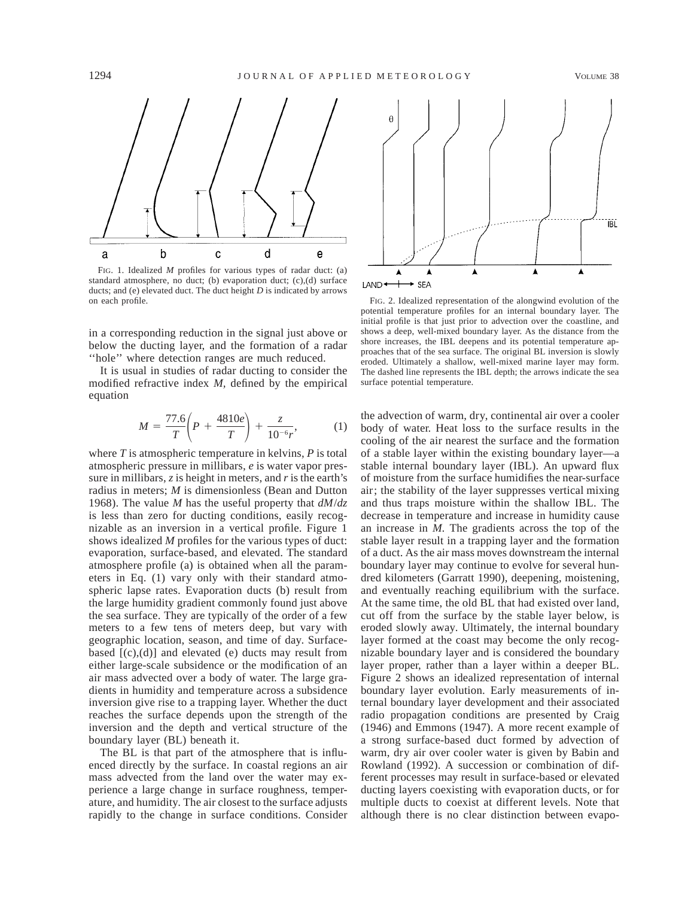a b c d e

FIG. 1. Idealized *M* profiles for various types of radar duct: (a) standard atmosphere, no duct; (b) evaporation duct; (c),(d) surface ducts; and (e) elevated duct. The duct height *D* is indicated by arrows on each profile.

θ

IBL

LAND ← → SEA

FIG. 2. Idealized representation of the alongwind evolution of the potential temperature profiles for an internal boundary layer. The initial profile is that just prior to advection over the coastline, and shows a deep, well-mixed boundary layer. As the distance from the shore increases, the IBL deepens and its potential temperature approaches that of the sea surface. The original BL inversion is slowly eroded. Ultimately a shallow, well-mixed marine layer may form. The dashed line represents the IBL depth; the arrows indicate the sea surface potential temperature.

in a corresponding reduction in the signal just above or below the ducting layer, and the formation of a radar ''hole'' where detection ranges are much reduced.

It is usual in studies of radar ducting to consider the modified refractive index *M*, defined by the empirical equation

$$M = \frac{77.6}{T}\left(P + \frac{4810e}{T}\right) + \frac{z}{10^{-6}r}, \tag{1}$$

where $T$ is atmospheric temperature in kelvins, $P$ is total atmospheric pressure in millibars, $e$ is water vapor pressure in millibars, $z$ is height in meters, and $r$ is the earth's radius in meters; $M$ is dimensionless (Bean and Dutton 1968). The value $M$ has the useful property that $dM/dz$ is less than zero for ducting conditions, easily recognizable as an inversion in a vertical profile. Figure 1 shows idealized $M$ profiles for the various types of duct: evaporation, surface-based, and elevated. The standard atmosphere profile (a) is obtained when all the parameters in Eq. (1) vary only with their standard atmospheric lapse rates. Evaporation ducts (b) result from the large humidity gradient commonly found just above the sea surface. They are typically of the order of a few meters to a few tens of meters deep, but vary with geographic location, season, and time of day. Surface-based [(c),(d)] and elevated (e) ducts may result from either large-scale subsidence or the modification of an air mass advected over a body of water. The large gradients in humidity and temperature across a subsidence inversion give rise to a trapping layer. Whether the duct reaches the surface depends upon the strength of the inversion and the depth and vertical structure of the boundary layer (BL) beneath it.

The BL is that part of the atmosphere that is influenced directly by the surface. In coastal regions an air mass advected from the land over the water may experience a large change in surface roughness, temperature, and humidity. The air closest to the surface adjusts rapidly to the change in surface conditions. Consider the advection of warm, dry, continental air over a cooler body of water. Heat loss to the surface results in the cooling of the air nearest the surface and the formation of a stable layer within the existing boundary layer—a stable internal boundary layer (IBL). An upward flux of moisture from the surface humidifies the near-surface air; the stability of the layer suppresses vertical mixing and thus traps moisture within the shallow IBL. The decrease in temperature and increase in humidity cause an increase in *M*. The gradients across the top of the stable layer result in a trapping layer and the formation of a duct. As the air mass moves downstream the internal boundary layer may continue to evolve for several hundred kilometers (Garratt 1990), deepening, moistening, and eventually reaching equilibrium with the surface. At the same time, the old BL that had existed over land, cut off from the surface by the stable layer below, is eroded slowly away. Ultimately, the internal boundary layer formed at the coast may become the only recognizable boundary layer and is considered the boundary layer proper, rather than a layer within a deeper BL. Figure 2 shows an idealized representation of internal boundary layer evolution. Early measurements of internal boundary layer development and their associated radio propagation conditions are presented by Craig (1946) and Emmons (1947). A more recent example of a strong surface-based duct formed by advection of warm, dry air over cooler water is given by Babin and Rowland (1992). A succession or combination of different processes may result in surface-based or elevated ducting layers coexisting with evaporation ducts, or for multiple ducts to coexist at different levels. Note that although there is no clear distinction between evapo-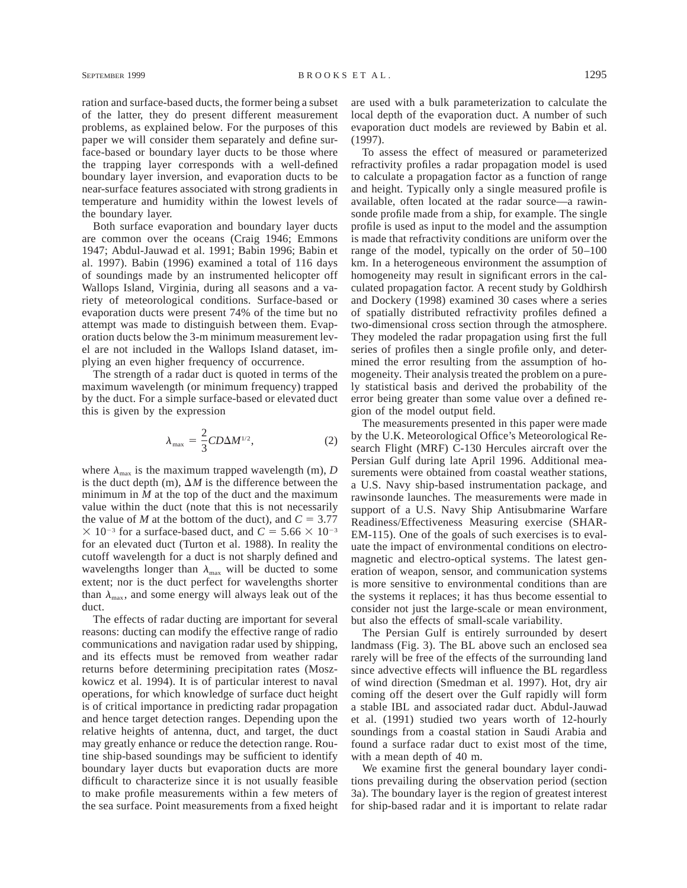ration and surface-based ducts, the former being a subset of the latter, they do present different measurement problems, as explained below. For the purposes of this paper we will consider them separately and define surface-based or boundary layer ducts to be those where the trapping layer corresponds with a well-defined boundary layer inversion, and evaporation ducts to be near-surface features associated with strong gradients in temperature and humidity within the lowest levels of the boundary layer.

Both surface evaporation and boundary layer ducts are common over the oceans (Craig 1946; Emmons 1947; Abdul-Jauwad et al. 1991; Babin 1996; Babin et al. 1997). Babin (1996) examined a total of 116 days of soundings made by an instrumented helicopter off Wallops Island, Virginia, during all seasons and a variety of meteorological conditions. Surface-based or evaporation ducts were present 74% of the time but no attempt was made to distinguish between them. Evaporation ducts below the 3-m minimum measurement level are not included in the Wallops Island dataset, implying an even higher frequency of occurrence.

The strength of a radar duct is quoted in terms of the maximum wavelength (or minimum frequency) trapped by the duct. For a simple surface-based or elevated duct this is given by the expression

$$\lambda_{\max} = \frac{2}{3} C D \Delta M^{1/2}, \tag{2}$$

where $\lambda_{\max}$ is the maximum trapped wavelength (m), $D$ is the duct depth (m), $\Delta M$ is the difference between the minimum in $M$ at the top of the duct and the maximum value within the duct (note that this is not necessarily the value of $M$ at the bottom of the duct), and $C = 3.77 \times 10^{-3}$ for a surface-based duct, and $C = 5.66 \times 10^{-3}$ for an elevated duct (Turton et al. 1988). In reality the cutoff wavelength for a duct is not sharply defined and wavelengths longer than $\lambda_{\max}$ will be ducted to some extent; nor is the duct perfect for wavelengths shorter than $\lambda_{\max}$, and some energy will always leak out of the duct.

The effects of radar ducting are important for several reasons: ducting can modify the effective range of radio communications and navigation radar used by shipping, and its effects must be removed from weather radar returns before determining precipitation rates (Moszkowicz et al. 1994). It is of particular interest to naval operations, for which knowledge of surface duct height is of critical importance in predicting radar propagation and hence target detection ranges. Depending upon the relative heights of antenna, duct, and target, the duct may greatly enhance or reduce the detection range. Routine ship-based soundings may be sufficient to identify boundary layer ducts but evaporation ducts are more difficult to characterize since it is not usually feasible to make profile measurements within a few meters of the sea surface. Point measurements from a fixed height are used with a bulk parameterization to calculate the local depth of the evaporation duct. A number of such evaporation duct models are reviewed by Babin et al. (1997).

To assess the effect of measured or parameterized refractivity profiles a radar propagation model is used to calculate a propagation factor as a function of range and height. Typically only a single measured profile is available, often located at the radar source—a rawinsonde profile made from a ship, for example. The single profile is used as input to the model and the assumption is made that refractivity conditions are uniform over the range of the model, typically on the order of 50–100 km. In a heterogeneous environment the assumption of homogeneity may result in significant errors in the calculated propagation factor. A recent study by Goldhirsh and Dockery (1998) examined 30 cases where a series of spatially distributed refractivity profiles defined a two-dimensional cross section through the atmosphere. They modeled the radar propagation using first the full series of profiles then a single profile only, and determined the error resulting from the assumption of homogeneity. Their analysis treated the problem on a purely statistical basis and derived the probability of the error being greater than some value over a defined region of the model output field.

The measurements presented in this paper were made by the U.K. Meteorological Office's Meteorological Research Flight (MRF) C-130 Hercules aircraft over the Persian Gulf during late April 1996. Additional measurements were obtained from coastal weather stations, a U.S. Navy ship-based instrumentation package, and rawinsonde launches. The measurements were made in support of a U.S. Navy Ship Antisubmarine Warfare Readiness/Effectiveness Measuring exercise (SHAREM-115). One of the goals of such exercises is to evaluate the impact of environmental conditions on electromagnetic and electro-optical systems. The latest generation of weapon, sensor, and communication systems is more sensitive to environmental conditions than are the systems it replaces; it has thus become essential to consider not just the large-scale or mean environment, but also the effects of small-scale variability.

The Persian Gulf is entirely surrounded by desert landmass (Fig. 3). The BL above such an enclosed sea rarely will be free of the effects of the surrounding land since advective effects will influence the BL regardless of wind direction (Smedman et al. 1997). Hot, dry air coming off the desert over the Gulf rapidly will form a stable IBL and associated radar duct. Abdul-Jauwad et al. (1991) studied two years worth of 12-hourly soundings from a coastal station in Saudi Arabia and found a surface radar duct to exist most of the time, with a mean depth of 40 m.

We examine first the general boundary layer conditions prevailing during the observation period (section 3a). The boundary layer is the region of greatest interest for ship-based radar and it is important to relate radar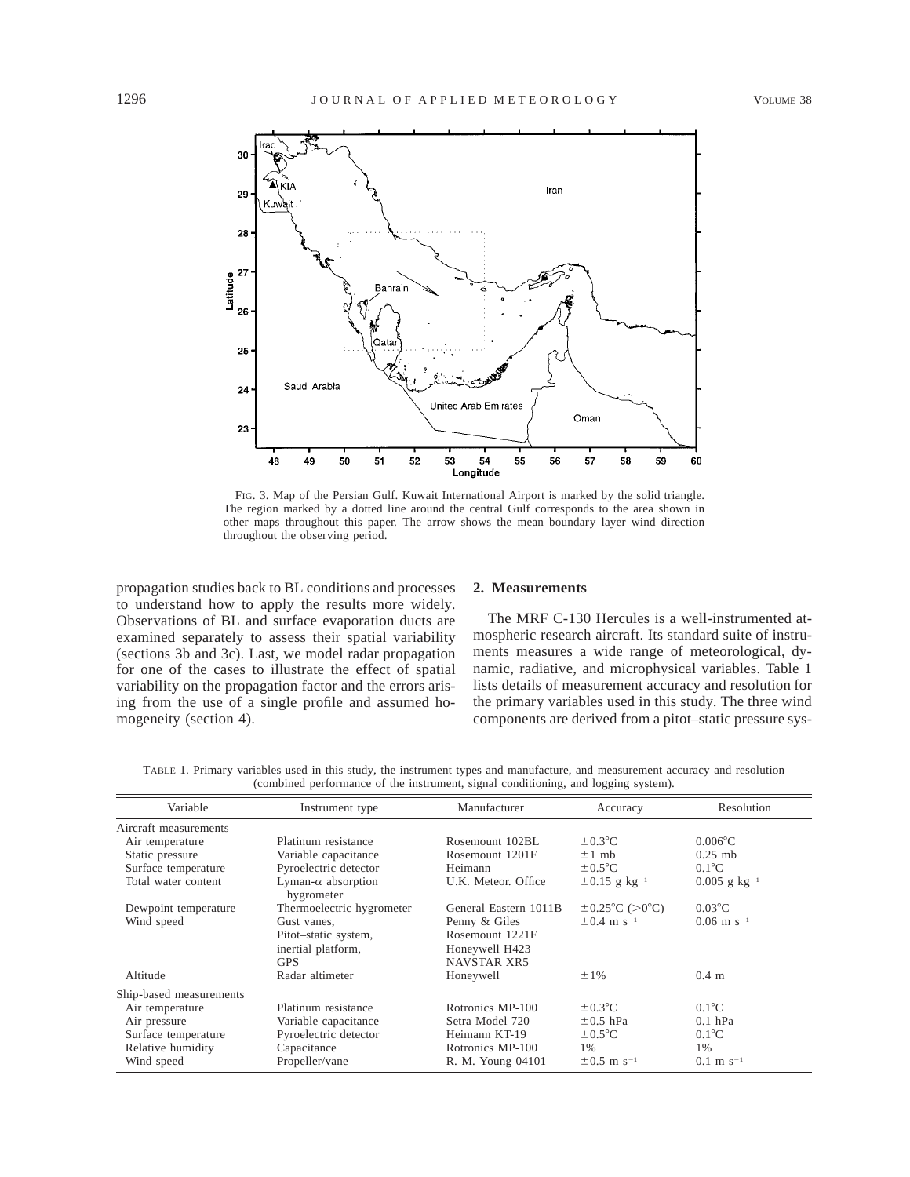FIG. 3. Map of the Persian Gulf. Kuwait International Airport is marked by the solid triangle. The region marked by a dotted line around the central Gulf corresponds to the area shown in other maps throughout this paper. The arrow shows the mean boundary layer wind direction throughout the observing period.

propagation studies back to BL conditions and processes to understand how to apply the results more widely. Observations of BL and surface evaporation ducts are examined separately to assess their spatial variability (sections 3b and 3c). Last, we model radar propagation for one of the cases to illustrate the effect of spatial variability on the propagation factor and the errors arising from the use of a single profile and assumed homogeneity (section 4).

## 2. Measurements

The MRF C-130 Hercules is a well-instrumented atmospheric research aircraft. Its standard suite of instruments measures a wide range of meteorological, dynamic, radiative, and microphysical variables. Table 1 lists details of measurement accuracy and resolution for the primary variables used in this study. The three wind components are derived from a pitot–static pressure sys-

TABLE 1. Primary variables used in this study, the instrument types and manufacture, and measurement accuracy and resolution (combined performance of the instrument, signal conditioning, and logging system).

| Variable | Instrument type | Manufacturer | Accuracy | Resolution |
|---|---|---|---|---|
| Aircraft measurements | | | | |
| Air temperature | Platinum resistance | Rosemount 102BL | ±0.3°C | 0.006°C |
| Static pressure | Variable capacitance | Rosemount 1201F | ±1 mb | 0.25 mb |
| Surface temperature | Pyroelectric detector | Heimann | ±0.5°C | 0.1°C |
| Total water content | Lyman-$\alpha$ absorption hygrometer | U.K. Meteor. Office | ±0.15 g kg$^{-1}$ | 0.005 g kg$^{-1}$ |
| Dewpoint temperature | Thermoelectric hygrometer | General Eastern 1011B | ±0.25°C (>0°C) | 0.03°C |
| Wind speed | Gust vanes, Pitot–static system, inertial platform, GPS | Penny & Giles, Rosemount 1221F, Honeywell H423, NAVSTAR XR5 | ±0.4 m s$^{-1}$ | 0.06 m s$^{-1}$ |
| Altitude | Radar altimeter | Honeywell | ±1% | 0.4 m |
| Ship-based measurements | | | | |
| Air temperature | Platinum resistance | Rotronics MP-100 | ±0.3°C | 0.1°C |
| Air pressure | Variable capacitance | Setra Model 720 | ±0.5 hPa | 0.1 hPa |
| Surface temperature | Pyroelectric detector | Heimann KT-19 | ±0.5°C | 0.1°C |
| Relative humidity | Capacitance | Rotronics MP-100 | 1% | 1% |
| Wind speed | Propeller/vane | R. M. Young 04101 | ±0.5 m s$^{-1}$ | 0.1 m s$^{-1}$ |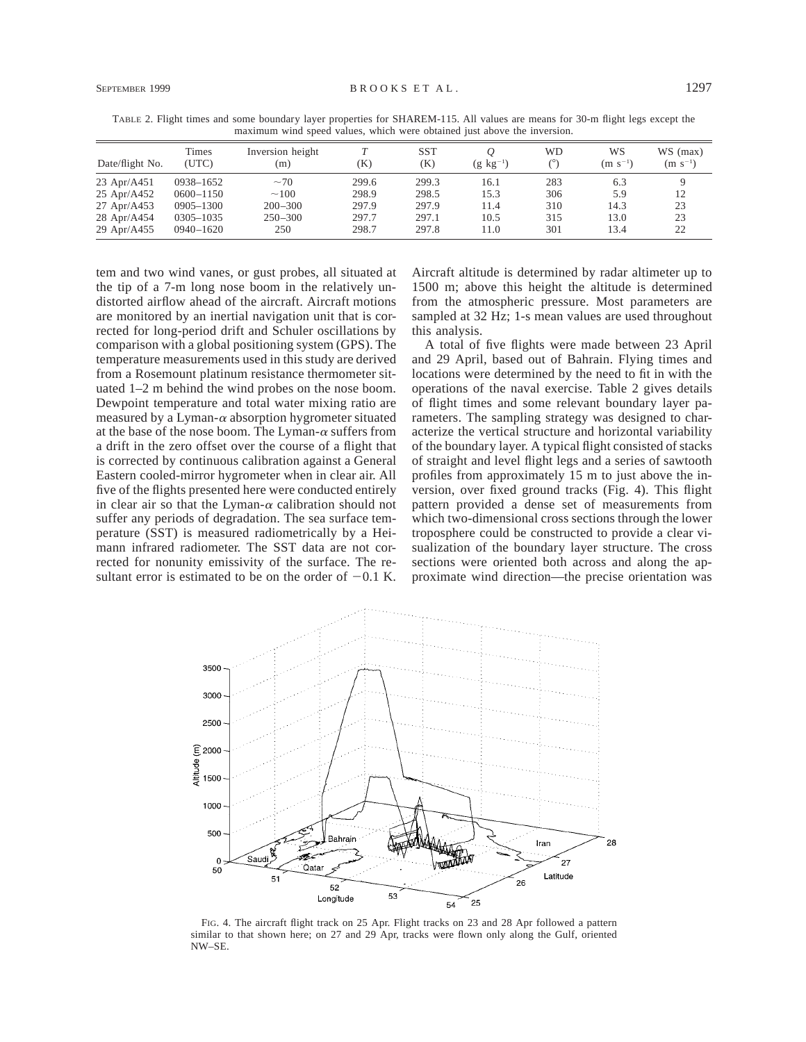TABLE 2. Flight times and some boundary layer properties for SHAREM-115. All values are means for 30-m flight legs except the maximum wind speed values, which were obtained just above the inversion.

| Date/flight No. | Times (UTC) | Inversion height (m) | $T$ (K) | SST (K) | $Q$ (g kg$^{-1}$) | WD (°) | WS (m s$^{-1}$) | WS (max) (m s$^{-1}$) |
|---|---|---|---|---|---|---|---|---|
| 23 Apr/A451 | 0938–1652 | ~70 | 299.6 | 299.3 | 16.1 | 283 | 6.3 | 9 |
| 25 Apr/A452 | 0600–1150 | ~100 | 298.9 | 298.5 | 15.3 | 306 | 5.9 | 12 |
| 27 Apr/A453 | 0905–1300 | 200–300 | 297.9 | 297.9 | 11.4 | 310 | 14.3 | 23 |
| 28 Apr/A454 | 0305–1035 | 250–300 | 297.7 | 297.1 | 10.5 | 315 | 13.0 | 23 |
| 29 Apr/A455 | 0940–1620 | 250 | 298.7 | 297.8 | 11.0 | 301 | 13.4 | 22 |

tem and two wind vanes, or gust probes, all situated at the tip of a 7-m long nose boom in the relatively undistorted airflow ahead of the aircraft. Aircraft motions are monitored by an inertial navigation unit that is corrected for long-period drift and Schuler oscillations by comparison with a global positioning system (GPS). The temperature measurements used in this study are derived from a Rosemount platinum resistance thermometer situated 1–2 m behind the wind probes on the nose boom. Dewpoint temperature and total water mixing ratio are measured by a Lyman-$\alpha$ absorption hygrometer situated at the base of the nose boom. The Lyman-$\alpha$ suffers from a drift in the zero offset over the course of a flight that is corrected by continuous calibration against a General Eastern cooled-mirror hygrometer when in clear air. All five of the flights presented here were conducted entirely in clear air so that the Lyman-$\alpha$ calibration should not suffer any periods of degradation. The sea surface temperature (SST) is measured radiometrically by a Heimann infrared radiometer. The SST data are not corrected for nonunity emissivity of the surface. The resultant error is estimated to be on the order of $-0.1$ K. Aircraft altitude is determined by radar altimeter up to 1500 m; above this height the altitude is determined from the atmospheric pressure. Most parameters are sampled at 32 Hz; 1-s mean values are used throughout this analysis.

A total of five flights were made between 23 April and 29 April, based out of Bahrain. Flying times and locations were determined by the need to fit in with the operations of the naval exercise. Table 2 gives details of flight times and some relevant boundary layer parameters. The sampling strategy was designed to characterize the vertical structure and horizontal variability of the boundary layer. A typical flight consisted of stacks of straight and level flight legs and a series of sawtooth profiles from approximately 15 m to just above the inversion, over fixed ground tracks (Fig. 4). This flight pattern provided a dense set of measurements from which two-dimensional cross sections through the lower troposphere could be constructed to provide a clear visualization of the boundary layer structure. The cross sections were oriented both across and along the approximate wind direction—the precise orientation was

FIG. 4. The aircraft flight track on 25 Apr. Flight tracks on 23 and 28 Apr followed a pattern similar to that shown here; on 27 and 29 Apr, tracks were flown only along the Gulf, oriented NW–SE.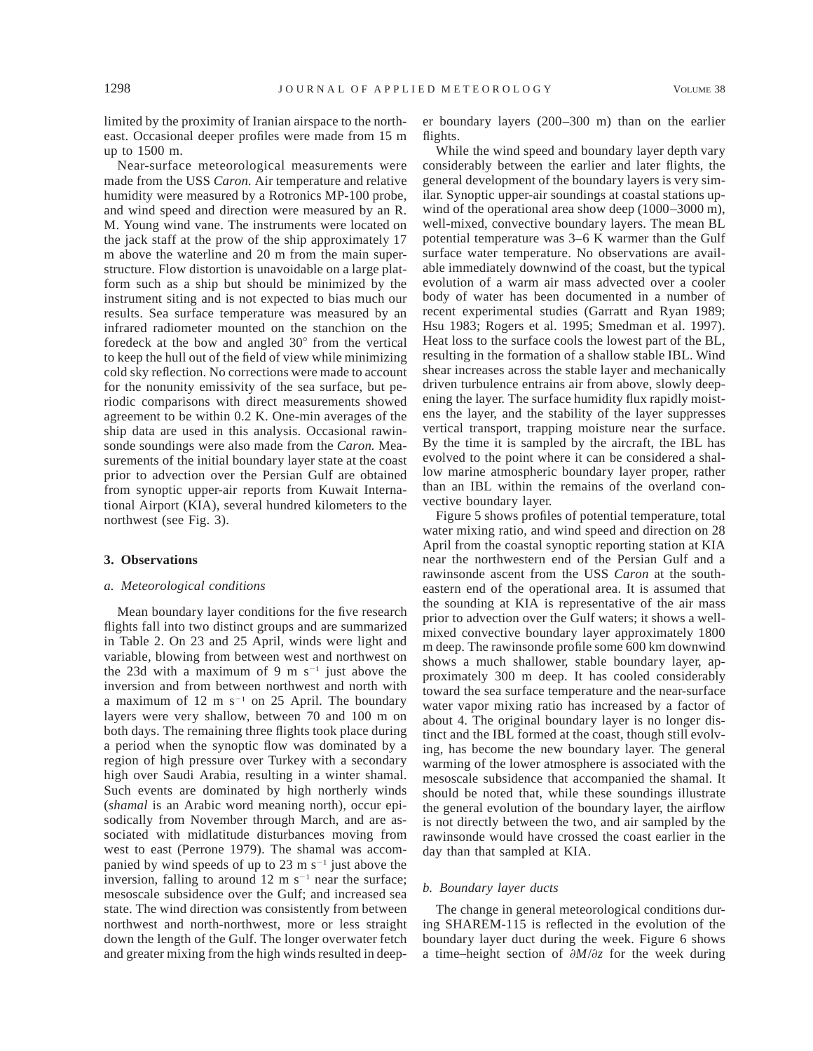limited by the proximity of Iranian airspace to the northeast. Occasional deeper profiles were made from 15 m up to 1500 m.

Near-surface meteorological measurements were made from the USS *Caron.* Air temperature and relative humidity were measured by a Rotronics MP-100 probe, and wind speed and direction were measured by an R. M. Young wind vane. The instruments were located on the jack staff at the prow of the ship approximately 17 m above the waterline and 20 m from the main superstructure. Flow distortion is unavoidable on a large platform such as a ship but should be minimized by the instrument siting and is not expected to bias much our results. Sea surface temperature was measured by an infrared radiometer mounted on the stanchion on the foredeck at the bow and angled 30° from the vertical to keep the hull out of the field of view while minimizing cold sky reflection. No corrections were made to account for the nonunity emissivity of the sea surface, but periodic comparisons with direct measurements showed agreement to be within 0.2 K. One-min averages of the ship data are used in this analysis. Occasional rawinsonde soundings were also made from the *Caron.* Measurements of the initial boundary layer state at the coast prior to advection over the Persian Gulf are obtained from synoptic upper-air reports from Kuwait International Airport (KIA), several hundred kilometers to the northwest (see Fig. 3).

## 3. Observations

### *a. Meteorological conditions*

Mean boundary layer conditions for the five research flights fall into two distinct groups and are summarized in Table 2. On 23 and 25 April, winds were light and variable, blowing from between west and northwest on the 23d with a maximum of 9 m $s^{-1}$ just above the inversion and from between northwest and north with a maximum of 12 m $s^{-1}$ on 25 April. The boundary layers were very shallow, between 70 and 100 m on both days. The remaining three flights took place during a period when the synoptic flow was dominated by a region of high pressure over Turkey with a secondary high over Saudi Arabia, resulting in a winter shamal. Such events are dominated by high northerly winds (*shamal* is an Arabic word meaning north), occur episodically from November through March, and are associated with midlatitude disturbances moving from west to east (Perrone 1979). The shamal was accompanied by wind speeds of up to 23 m $s^{-1}$ just above the inversion, falling to around 12 m $s^{-1}$ near the surface; mesoscale subsidence over the Gulf; and increased sea state. The wind direction was consistently from between northwest and north-northwest, more or less straight down the length of the Gulf. The longer overwater fetch and greater mixing from the high winds resulted in deeper boundary layers (200–300 m) than on the earlier flights.

While the wind speed and boundary layer depth vary considerably between the earlier and later flights, the general development of the boundary layers is very similar. Synoptic upper-air soundings at coastal stations upwind of the operational area show deep (1000–3000 m), well-mixed, convective boundary layers. The mean BL potential temperature was 3–6 K warmer than the Gulf surface water temperature. No observations are available immediately downwind of the coast, but the typical evolution of a warm air mass advected over a cooler body of water has been documented in a number of recent experimental studies (Garratt and Ryan 1989; Hsu 1983; Rogers et al. 1995; Smedman et al. 1997). Heat loss to the surface cools the lowest part of the BL, resulting in the formation of a shallow stable IBL. Wind shear increases across the stable layer and mechanically driven turbulence entrains air from above, slowly deepening the layer. The surface humidity flux rapidly moistens the layer, and the stability of the layer suppresses vertical transport, trapping moisture near the surface. By the time it is sampled by the aircraft, the IBL has evolved to the point where it can be considered a shallow marine atmospheric boundary layer proper, rather than an IBL within the remains of the overland convective boundary layer.

Figure 5 shows profiles of potential temperature, total water mixing ratio, and wind speed and direction on 28 April from the coastal synoptic reporting station at KIA near the northwestern end of the Persian Gulf and a rawinsonde ascent from the USS *Caron* at the southeastern end of the operational area. It is assumed that the sounding at KIA is representative of the air mass prior to advection over the Gulf waters; it shows a well-mixed convective boundary layer approximately 1800 m deep. The rawinsonde profile some 600 km downwind shows a much shallower, stable boundary layer, approximately 300 m deep. It has cooled considerably toward the sea surface temperature and the near-surface water vapor mixing ratio has increased by a factor of about 4. The original boundary layer is no longer distinct and the IBL formed at the coast, though still evolving, has become the new boundary layer. The general warming of the lower atmosphere is associated with the mesoscale subsidence that accompanied the shamal. It should be noted that, while these soundings illustrate the general evolution of the boundary layer, the airflow is not directly between the two, and air sampled by the rawinsonde would have crossed the coast earlier in the day than that sampled at KIA.

### *b. Boundary layer ducts*

The change in general meteorological conditions during SHAREM-115 is reflected in the evolution of the boundary layer duct during the week. Figure 6 shows a time–height section of $\partial M/\partial z$ for the week during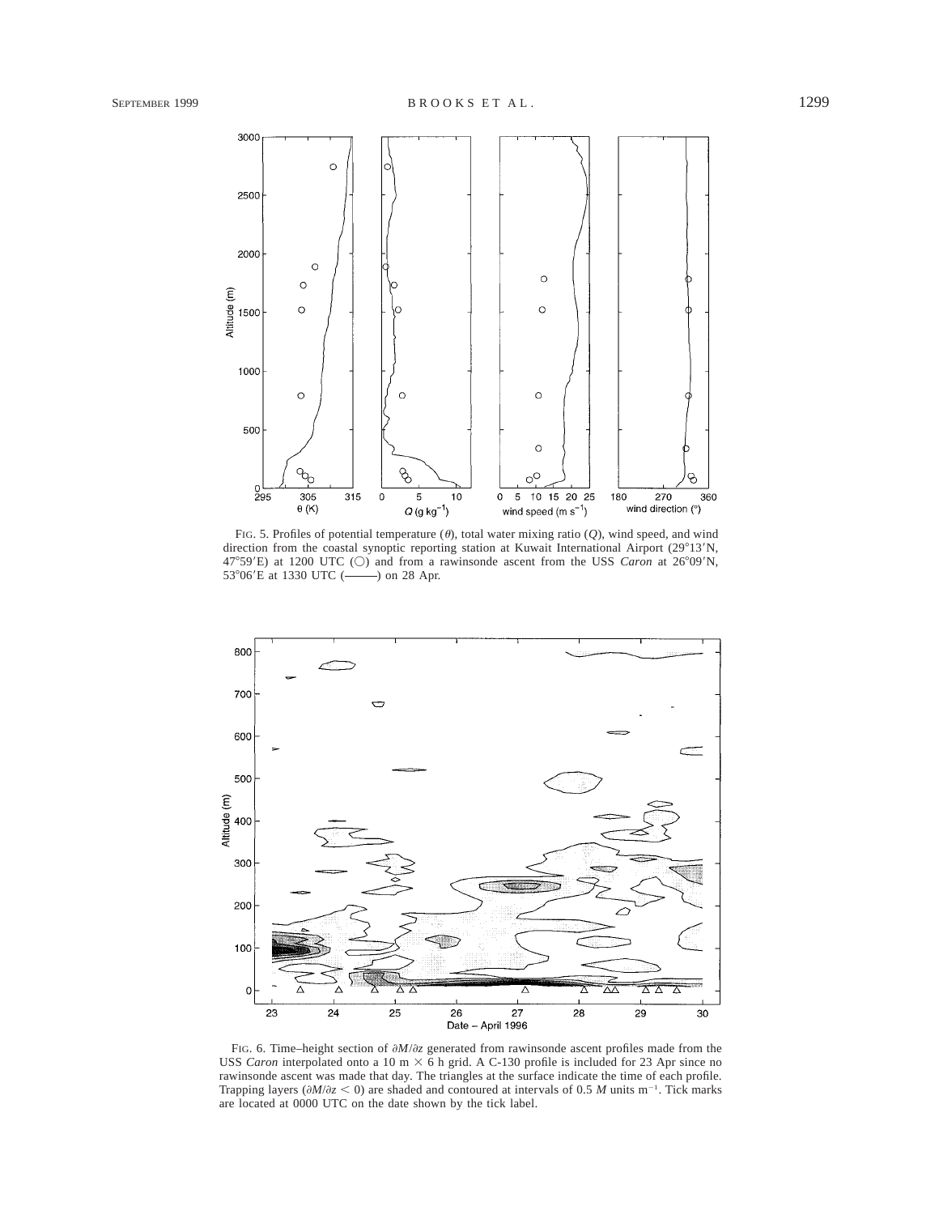FIG. 5. Profiles of potential temperature ($\theta$), total water mixing ratio ($Q$), wind speed, and wind direction from the coastal synoptic reporting station at Kuwait International Airport (29°13′N, 47°59′E) at 1200 UTC (○) and from a rawinsonde ascent from the USS *Caron* at 26°09′N, 53°06′E at 1330 UTC (———) on 28 Apr.

FIG. 6. Time–height section of $\partial M/\partial z$ generated from rawinsonde ascent profiles made from the USS *Caron* interpolated onto a 10 m × 6 h grid. A C-130 profile is included for 23 Apr since no rawinsonde ascent was made that day. The triangles at the surface indicate the time of each profile. Trapping layers ($\partial M/\partial z < 0$) are shaded and contoured at intervals of 0.5 $M$ units $\mathrm{m}^{-1}$. Tick marks are located at 0000 UTC on the date shown by the tick label.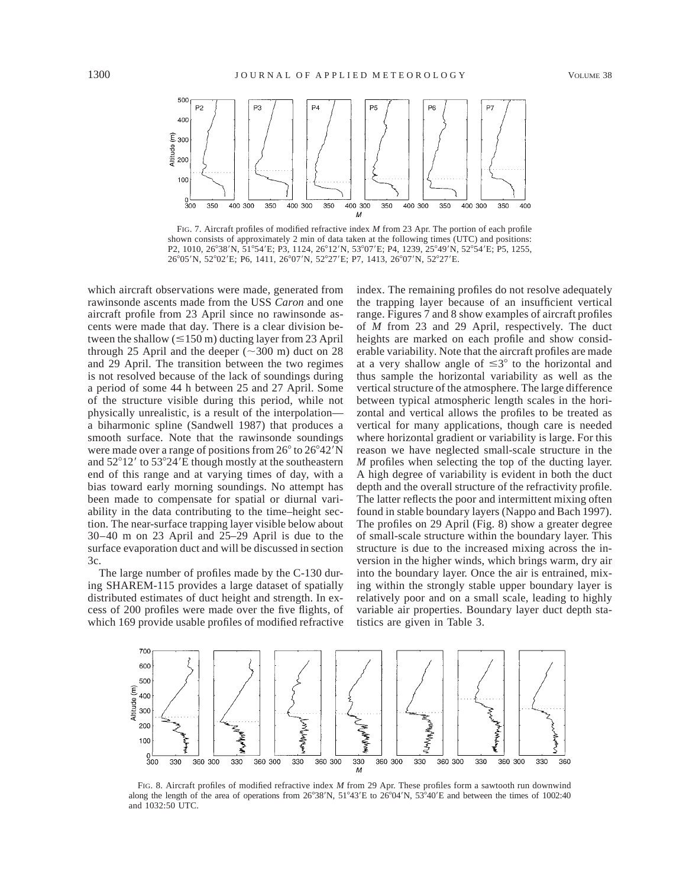FIG. 7. Aircraft profiles of modified refractive index *M* from 23 Apr. The portion of each profile shown consists of approximately 2 min of data taken at the following times (UTC) and positions: P2, 1010, 26°38′N, 51°54′E; P3, 1124, 26°12′N, 53°07′E; P4, 1239, 25°49′N, 52°54′E; P5, 1255, 26°05′N, 52°02′E; P6, 1411, 26°07′N, 52°27′E; P7, 1413, 26°07′N, 52°27′E.

which aircraft observations were made, generated from rawinsonde ascents made from the USS *Caron* and one aircraft profile from 23 April since no rawinsonde ascents were made that day. There is a clear division between the shallow ($\leq$150 m) ducting layer from 23 April through 25 April and the deeper ($\sim$300 m) duct on 28 and 29 April. The transition between the two regimes is not resolved because of the lack of soundings during a period of some 44 h between 25 and 27 April. Some of the structure visible during this period, while not physically unrealistic, is a result of the interpolation—a biharmonic spline (Sandwell 1987) that produces a smooth surface. Note that the rawinsonde soundings were made over a range of positions from 26° to 26°42′N and 52°12′ to 53°24′E though mostly at the southeastern end of this range and at varying times of day, with a bias toward early morning soundings. No attempt has been made to compensate for spatial or diurnal variability in the data contributing to the time–height section. The near-surface trapping layer visible below about 30–40 m on 23 April and 25–29 April is due to the surface evaporation duct and will be discussed in section 3c.

The large number of profiles made by the C-130 during SHAREM-115 provides a large dataset of spatially distributed estimates of duct height and strength. In excess of 200 profiles were made over the five flights, of which 169 provide usable profiles of modified refractive index. The remaining profiles do not resolve adequately the trapping layer because of an insufficient vertical range. Figures 7 and 8 show examples of aircraft profiles of *M* from 23 and 29 April, respectively. The duct heights are marked on each profile and show considerable variability. Note that the aircraft profiles are made at a very shallow angle of $\leq$3° to the horizontal and thus sample the horizontal variability as well as the vertical structure of the atmosphere. The large difference between typical atmospheric length scales in the horizontal and vertical allows the profiles to be treated as vertical for many applications, though care is needed where horizontal gradient or variability is large. For this reason we have neglected small-scale structure in the *M* profiles when selecting the top of the ducting layer. A high degree of variability is evident in both the duct depth and the overall structure of the refractivity profile. The latter reflects the poor and intermittent mixing often found in stable boundary layers (Nappo and Bach 1997). The profiles on 29 April (Fig. 8) show a greater degree of small-scale structure within the boundary layer. This structure is due to the increased mixing across the inversion in the higher winds, which brings warm, dry air into the boundary layer. Once the air is entrained, mixing within the strongly stable upper boundary layer is relatively poor and on a small scale, leading to highly variable air properties. Boundary layer duct depth statistics are given in Table 3.

FIG. 8. Aircraft profiles of modified refractive index *M* from 29 Apr. These profiles form a sawtooth run downwind along the length of the area of operations from 26°38′N, 51°43′E to 26°04′N, 53°40′E and between the times of 1002:40 and 1032:50 UTC.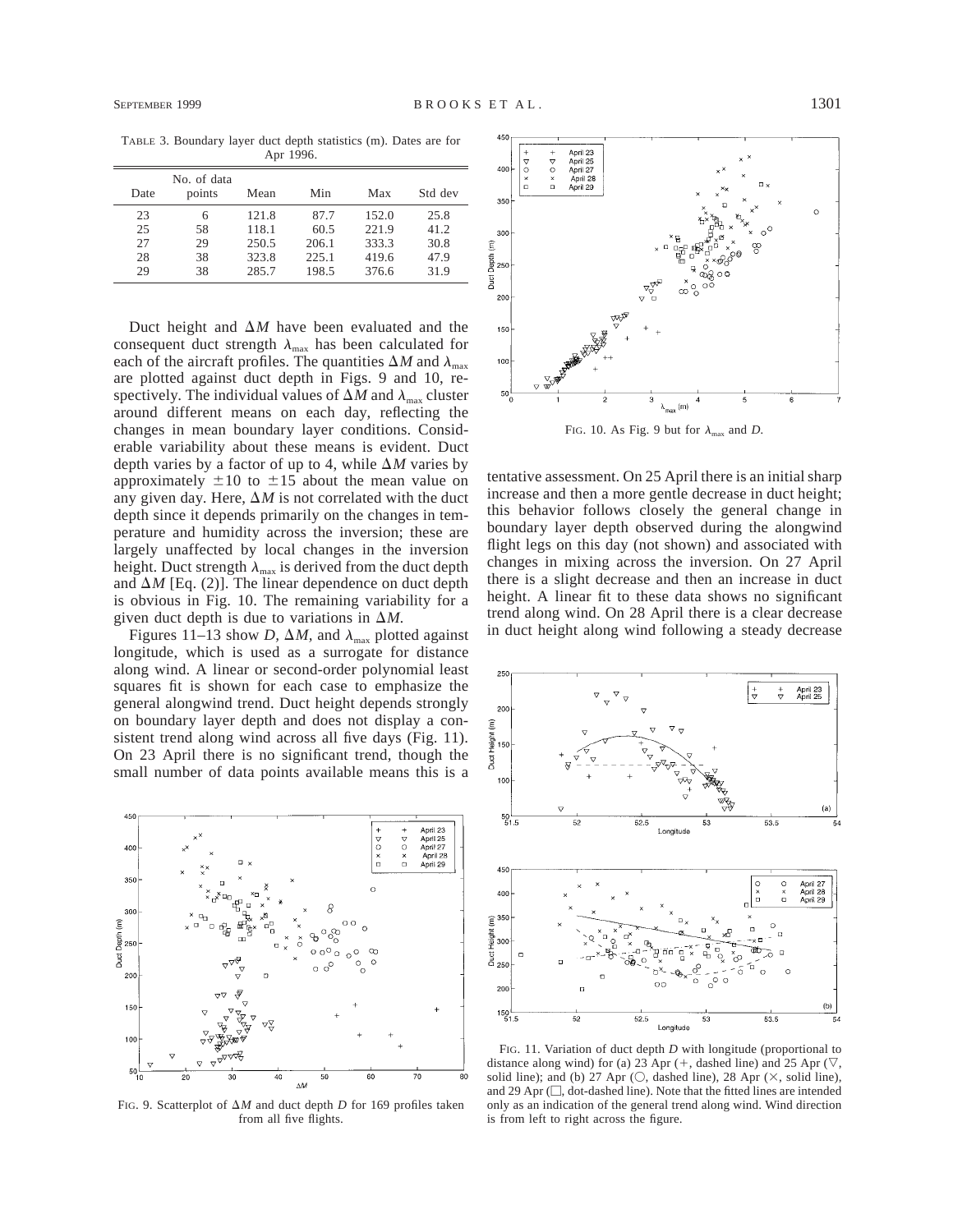TABLE 3. Boundary layer duct depth statistics (m). Dates are for Apr 1996.

| Date | No. of data points | Mean | Min | Max | Std dev |
|---|---|---|---|---|---|
| 23 | 6 | 121.8 | 87.7 | 152.0 | 25.8 |
| 25 | 58 | 118.1 | 60.5 | 221.9 | 41.2 |
| 27 | 29 | 250.5 | 206.1 | 333.3 | 30.8 |
| 28 | 38 | 323.8 | 225.1 | 419.6 | 47.9 |
| 29 | 38 | 285.7 | 198.5 | 376.6 | 31.9 |

Duct height and $\Delta M$ have been evaluated and the consequent duct strength $\lambda_{max}$ has been calculated for each of the aircraft profiles. The quantities $\Delta M$ and $\lambda_{max}$ are plotted against duct depth in Figs. 9 and 10, respectively. The individual values of $\Delta M$ and $\lambda_{max}$ cluster around different means on each day, reflecting the changes in mean boundary layer conditions. Considerable variability about these means is evident. Duct depth varies by a factor of up to 4, while $\Delta M$ varies by approximately $\pm 10$ to $\pm 15$ about the mean value on any given day. Here, $\Delta M$ is not correlated with the duct depth since it depends primarily on the changes in temperature and humidity across the inversion; these are largely unaffected by local changes in the inversion height. Duct strength $\lambda_{max}$ is derived from the duct depth and $\Delta M$ [Eq. (2)]. The linear dependence on duct depth is obvious in Fig. 10. The remaining variability for a given duct depth is due to variations in $\Delta M$.

Figures 11–13 show $D$, $\Delta M$, and $\lambda_{max}$ plotted against longitude, which is used as a surrogate for distance along wind. A linear or second-order polynomial least squares fit is shown for each case to emphasize the general alongwind trend. Duct height depends strongly on boundary layer depth and does not display a consistent trend along wind across all five days (Fig. 11). On 23 April there is no significant trend, though the small number of data points available means this is a tentative assessment. On 25 April there is an initial sharp increase and then a more gentle decrease in duct height; this behavior follows closely the general change in boundary layer depth observed during the alongwind flight legs on this day (not shown) and associated with changes in mixing across the inversion. On 27 April there is a slight decrease and then an increase in duct height. A linear fit to these data shows no significant trend along wind. On 28 April there is a clear decrease in duct height along wind following a steady decrease

FIG. 9. Scatterplot of $\Delta M$ and duct depth $D$ for 169 profiles taken from all five flights.

FIG. 10. As Fig. 9 but for $\lambda_{max}$ and $D$.

FIG. 11. Variation of duct depth $D$ with longitude (proportional to distance along wind) for (a) 23 Apr (+, dashed line) and 25 Apr (▽, solid line); and (b) 27 Apr (○, dashed line), 28 Apr (×, solid line), and 29 Apr (□, dot-dashed line). Note that the fitted lines are intended only as an indication of the general trend along wind. Wind direction is from left to right across the figure.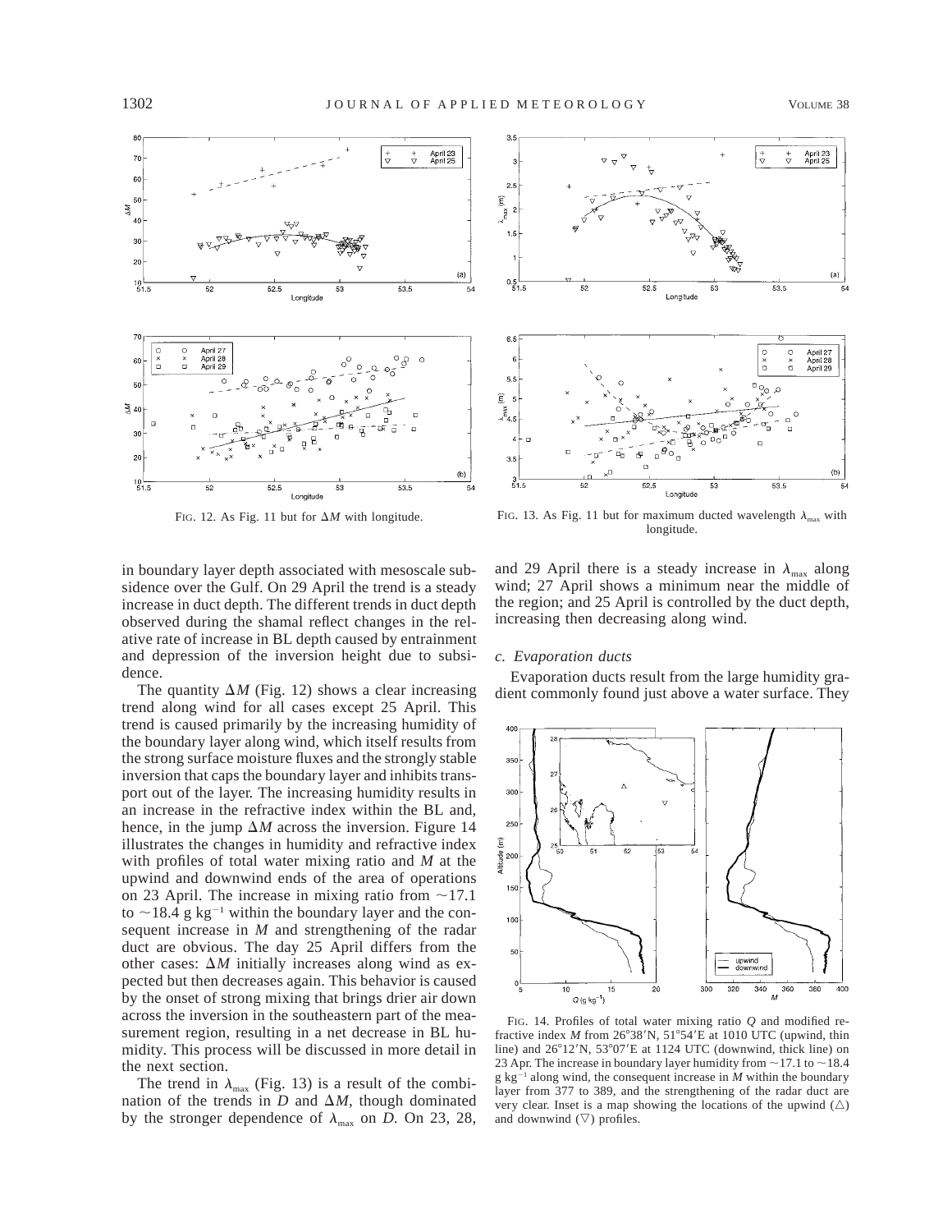FIG. 12. As Fig. 11 but for $\Delta M$ with longitude.

FIG. 13. As Fig. 11 but for maximum ducted wavelength $\lambda_{max}$ with longitude.

in boundary layer depth associated with mesoscale subsidence over the Gulf. On 29 April the trend is a steady increase in duct depth. The different trends in duct depth observed during the shamal reflect changes in the relative rate of increase in BL depth caused by entrainment and depression of the inversion height due to subsidence.

The quantity $\Delta M$ (Fig. 12) shows a clear increasing trend along wind for all cases except 25 April. This trend is caused primarily by the increasing humidity of the boundary layer along wind, which itself results from the strong surface moisture fluxes and the strongly stable inversion that caps the boundary layer and inhibits transport out of the layer. The increasing humidity results in an increase in the refractive index within the BL and, hence, in the jump $\Delta M$ across the inversion. Figure 14 illustrates the changes in humidity and refractive index with profiles of total water mixing ratio and $M$ at the upwind and downwind ends of the area of operations on 23 April. The increase in mixing ratio from ~17.1 to ~18.4 g kg$^{-1}$ within the boundary layer and the consequent increase in $M$ and strengthening of the radar duct are obvious. The day 25 April differs from the other cases: $\Delta M$ initially increases along wind as expected but then decreases again. This behavior is caused by the onset of strong mixing that brings drier air down across the inversion in the southeastern part of the measurement region, resulting in a net decrease in BL humidity. This process will be discussed in more detail in the next section.

The trend in $\lambda_{max}$ (Fig. 13) is a result of the combination of the trends in $D$ and $\Delta M$, though dominated by the stronger dependence of $\lambda_{max}$ on $D$. On 23, 28, and 29 April there is a steady increase in $\lambda_{max}$ along wind; 27 April shows a minimum near the middle of the region; and 25 April is controlled by the duct depth, increasing then decreasing along wind.

### *c. Evaporation ducts*

Evaporation ducts result from the large humidity gradient commonly found just above a water surface. They

FIG. 14. Profiles of total water mixing ratio $Q$ and modified refractive index $M$ from 26°38′N, 51°54′E at 1010 UTC (upwind, thin line) and 26°12′N, 53°07′E at 1124 UTC (downwind, thick line) on 23 Apr. The increase in boundary layer humidity from ~17.1 to ~18.4 g kg$^{-1}$ along wind, the consequent increase in $M$ within the boundary layer from 377 to 389, and the strengthening of the radar duct are very clear. Inset is a map showing the locations of the upwind (△) and downwind (▽) profiles.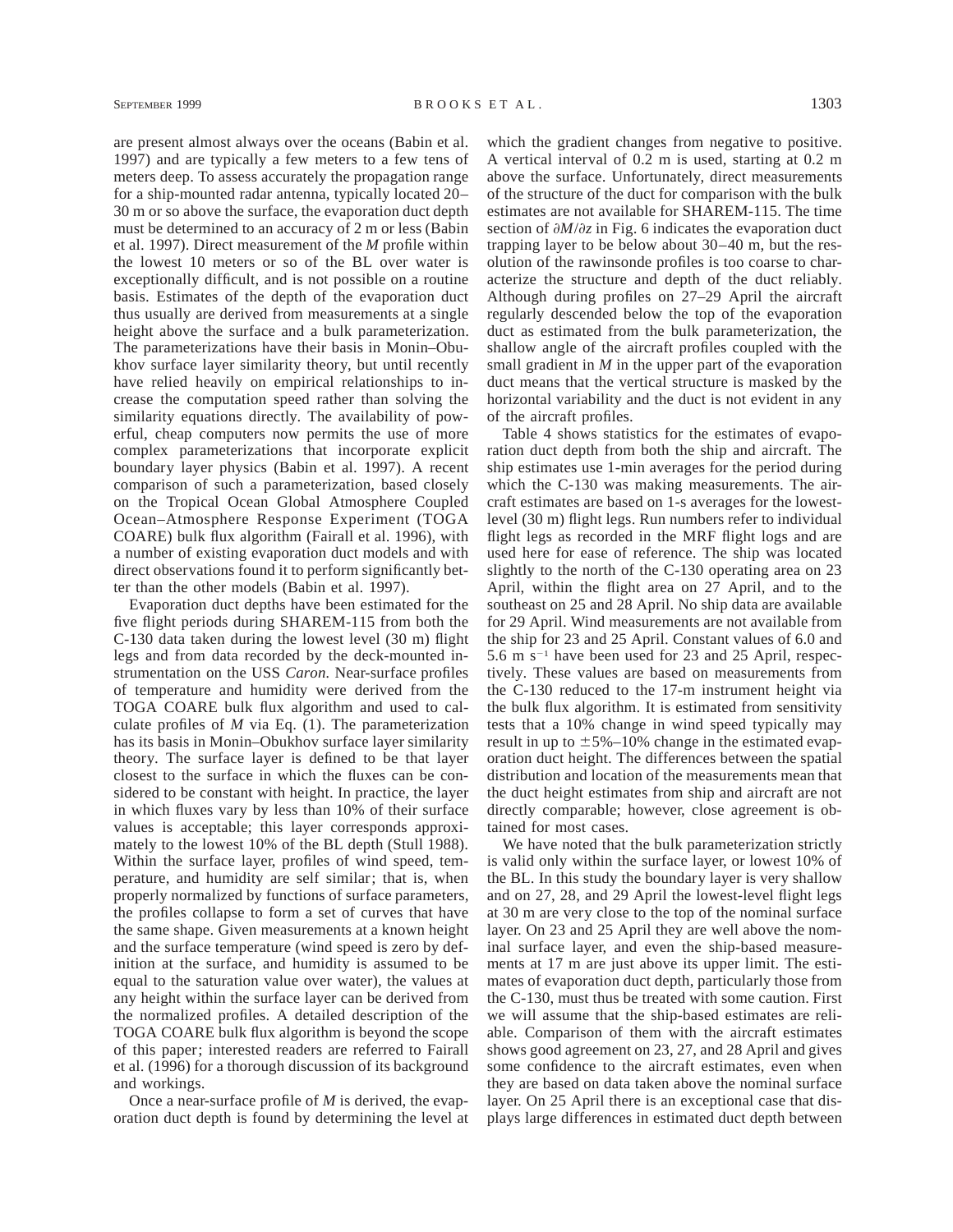are present almost always over the oceans (Babin et al. 1997) and are typically a few meters to a few tens of meters deep. To assess accurately the propagation range for a ship-mounted radar antenna, typically located 20–30 m or so above the surface, the evaporation duct depth must be determined to an accuracy of 2 m or less (Babin et al. 1997). Direct measurement of the *M* profile within the lowest 10 meters or so of the BL over water is exceptionally difficult, and is not possible on a routine basis. Estimates of the depth of the evaporation duct thus usually are derived from measurements at a single height above the surface and a bulk parameterization. The parameterizations have their basis in Monin–Obukhov surface layer similarity theory, but until recently have relied heavily on empirical relationships to increase the computation speed rather than solving the similarity equations directly. The availability of powerful, cheap computers now permits the use of more complex parameterizations that incorporate explicit boundary layer physics (Babin et al. 1997). A recent comparison of such a parameterization, based closely on the Tropical Ocean Global Atmosphere Coupled Ocean–Atmosphere Response Experiment (TOGA COARE) bulk flux algorithm (Fairall et al. 1996), with a number of existing evaporation duct models and with direct observations found it to perform significantly better than the other models (Babin et al. 1997).

Evaporation duct depths have been estimated for the five flight periods during SHAREM-115 from both the C-130 data taken during the lowest level (30 m) flight legs and from data recorded by the deck-mounted instrumentation on the USS *Caron.* Near-surface profiles of temperature and humidity were derived from the TOGA COARE bulk flux algorithm and used to calculate profiles of *M* via Eq. (1). The parameterization has its basis in Monin–Obukhov surface layer similarity theory. The surface layer is defined to be that layer closest to the surface in which the fluxes can be considered to be constant with height. In practice, the layer in which fluxes vary by less than 10% of their surface values is acceptable; this layer corresponds approximately to the lowest 10% of the BL depth (Stull 1988). Within the surface layer, profiles of wind speed, temperature, and humidity are self similar; that is, when properly normalized by functions of surface parameters, the profiles collapse to form a set of curves that have the same shape. Given measurements at a known height and the surface temperature (wind speed is zero by definition at the surface, and humidity is assumed to be equal to the saturation value over water), the values at any height within the surface layer can be derived from the normalized profiles. A detailed description of the TOGA COARE bulk flux algorithm is beyond the scope of this paper; interested readers are referred to Fairall et al. (1996) for a thorough discussion of its background and workings.

Once a near-surface profile of *M* is derived, the evaporation duct depth is found by determining the level at which the gradient changes from negative to positive. A vertical interval of 0.2 m is used, starting at 0.2 m above the surface. Unfortunately, direct measurements of the structure of the duct for comparison with the bulk estimates are not available for SHAREM-115. The time section of $\partial M/\partial z$ in Fig. 6 indicates the evaporation duct trapping layer to be below about 30–40 m, but the resolution of the rawinsonde profiles is too coarse to characterize the structure and depth of the duct reliably. Although during profiles on 27–29 April the aircraft regularly descended below the top of the evaporation duct as estimated from the bulk parameterization, the shallow angle of the aircraft profiles coupled with the small gradient in *M* in the upper part of the evaporation duct means that the vertical structure is masked by the horizontal variability and the duct is not evident in any of the aircraft profiles.

Table 4 shows statistics for the estimates of evaporation duct depth from both the ship and aircraft. The ship estimates use 1-min averages for the period during which the C-130 was making measurements. The aircraft estimates are based on 1-s averages for the lowest-level (30 m) flight legs. Run numbers refer to individual flight legs as recorded in the MRF flight logs and are used here for ease of reference. The ship was located slightly to the north of the C-130 operating area on 23 April, within the flight area on 27 April, and to the southeast on 25 and 28 April. No ship data are available for 29 April. Wind measurements are not available from the ship for 23 and 25 April. Constant values of 6.0 and 5.6 m s$^{-1}$ have been used for 23 and 25 April, respectively. These values are based on measurements from the C-130 reduced to the 17-m instrument height via the bulk flux algorithm. It is estimated from sensitivity tests that a 10% change in wind speed typically may result in up to $\pm$5%–10% change in the estimated evaporation duct height. The differences between the spatial distribution and location of the measurements mean that the duct height estimates from ship and aircraft are not directly comparable; however, close agreement is obtained for most cases.

We have noted that the bulk parameterization strictly is valid only within the surface layer, or lowest 10% of the BL. In this study the boundary layer is very shallow and on 27, 28, and 29 April the lowest-level flight legs at 30 m are very close to the top of the nominal surface layer. On 23 and 25 April they are well above the nominal surface layer, and even the ship-based measurements at 17 m are just above its upper limit. The estimates of evaporation duct depth, particularly those from the C-130, must thus be treated with some caution. First we will assume that the ship-based estimates are reliable. Comparison of them with the aircraft estimates shows good agreement on 23, 27, and 28 April and gives some confidence to the aircraft estimates, even when they are based on data taken above the nominal surface layer. On 25 April there is an exceptional case that displays large differences in estimated duct depth between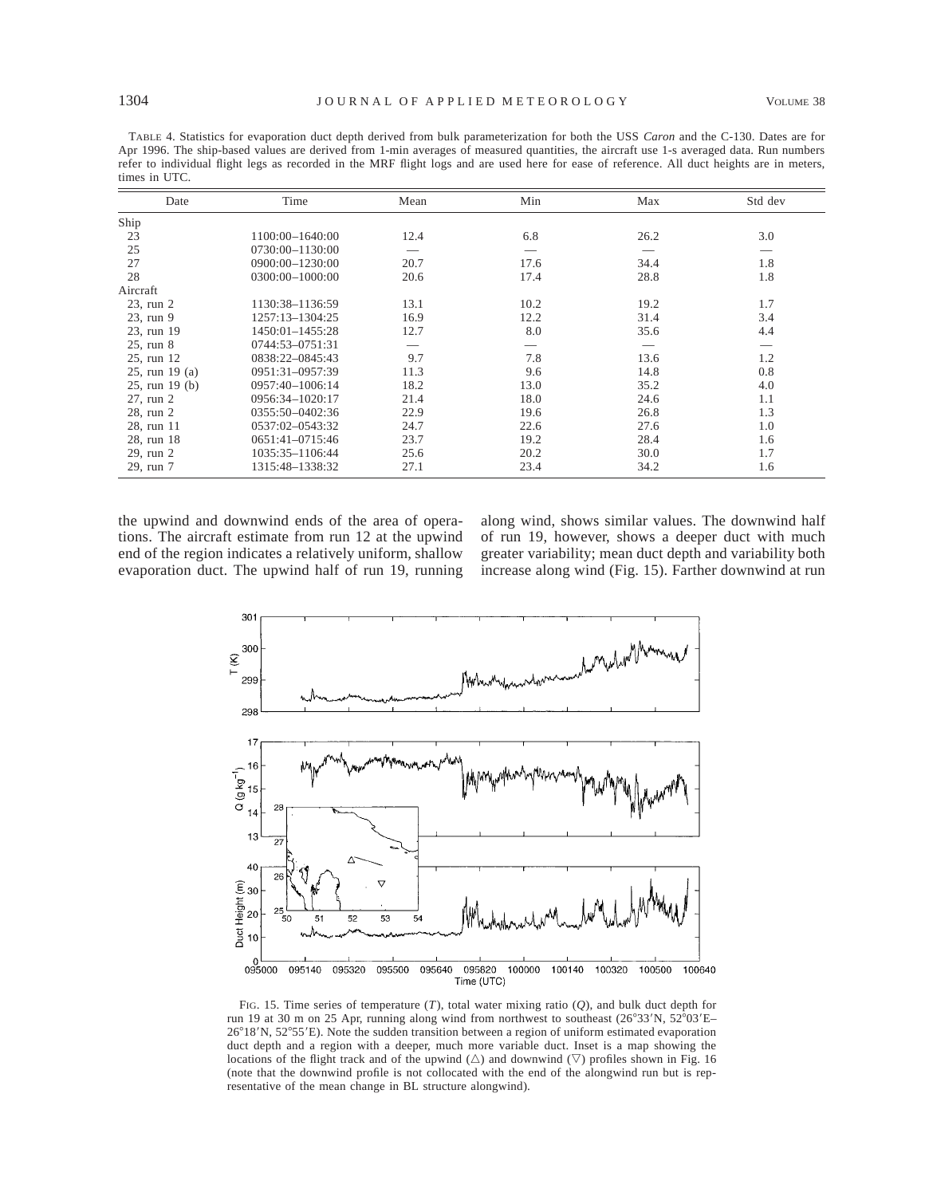TABLE 4. Statistics for evaporation duct depth derived from bulk parameterization for both the USS *Caron* and the C-130. Dates are for Apr 1996. The ship-based values are derived from 1-min averages of measured quantities, the aircraft use 1-s averaged data. Run numbers refer to individual flight legs as recorded in the MRF flight logs and are used here for ease of reference. All duct heights are in meters, times in UTC.

| Date | Time | Mean | Min | Max | Std dev |
|---|---|---|---|---|---|
| Ship | | | | | |
| 23 | 1100:00–1640:00 | 12.4 | 6.8 | 26.2 | 3.0 |
| 25 | 0730:00–1130:00 | — | — | — | — |
| 27 | 0900:00–1230:00 | 20.7 | 17.6 | 34.4 | 1.8 |
| 28 | 0300:00–1000:00 | 20.6 | 17.4 | 28.8 | 1.8 |
| Aircraft | | | | | |
| 23, run 2 | 1130:38–1136:59 | 13.1 | 10.2 | 19.2 | 1.7 |
| 23, run 9 | 1257:13–1304:25 | 16.9 | 12.2 | 31.4 | 3.4 |
| 23, run 19 | 1450:01–1455:28 | 12.7 | 8.0 | 35.6 | 4.4 |
| 25, run 8 | 0744:53–0751:31 | — | — | — | — |
| 25, run 12 | 0838:22–0845:43 | 9.7 | 7.8 | 13.6 | 1.2 |
| 25, run 19 (a) | 0951:31–0957:39 | 11.3 | 9.6 | 14.8 | 0.8 |
| 25, run 19 (b) | 0957:40–1006:14 | 18.2 | 13.0 | 35.2 | 4.0 |
| 27, run 2 | 0956:34–1020:17 | 21.4 | 18.0 | 24.6 | 1.1 |
| 28, run 2 | 0355:50–0402:36 | 22.9 | 19.6 | 26.8 | 1.3 |
| 28, run 11 | 0537:02–0543:32 | 24.7 | 22.6 | 27.6 | 1.0 |
| 28, run 18 | 0651:41–0715:46 | 23.7 | 19.2 | 28.4 | 1.6 |
| 29, run 2 | 1035:35–1106:44 | 25.6 | 20.2 | 30.0 | 1.7 |
| 29, run 7 | 1315:48–1338:32 | 27.1 | 23.4 | 34.2 | 1.6 |

the upwind and downwind ends of the area of operations. The aircraft estimate from run 12 at the upwind end of the region indicates a relatively uniform, shallow evaporation duct. The upwind half of run 19, running along wind, shows similar values. The downwind half of run 19, however, shows a deeper duct with much greater variability; mean duct depth and variability both increase along wind (Fig. 15). Farther downwind at run

FIG. 15. Time series of temperature ($T$), total water mixing ratio ($Q$), and bulk duct depth for run 19 at 30 m on 25 Apr, running along wind from northwest to southeast (26°33′N, 52°03′E–26°18′N, 52°55′E). Note the sudden transition between a region of uniform estimated evaporation duct depth and a region with a deeper, much more variable duct. Inset is a map showing the locations of the flight track and of the upwind (△) and downwind (▽) profiles shown in Fig. 16 (note that the downwind profile is not collocated with the end of the alongwind run but is representative of the mean change in BL structure alongwind).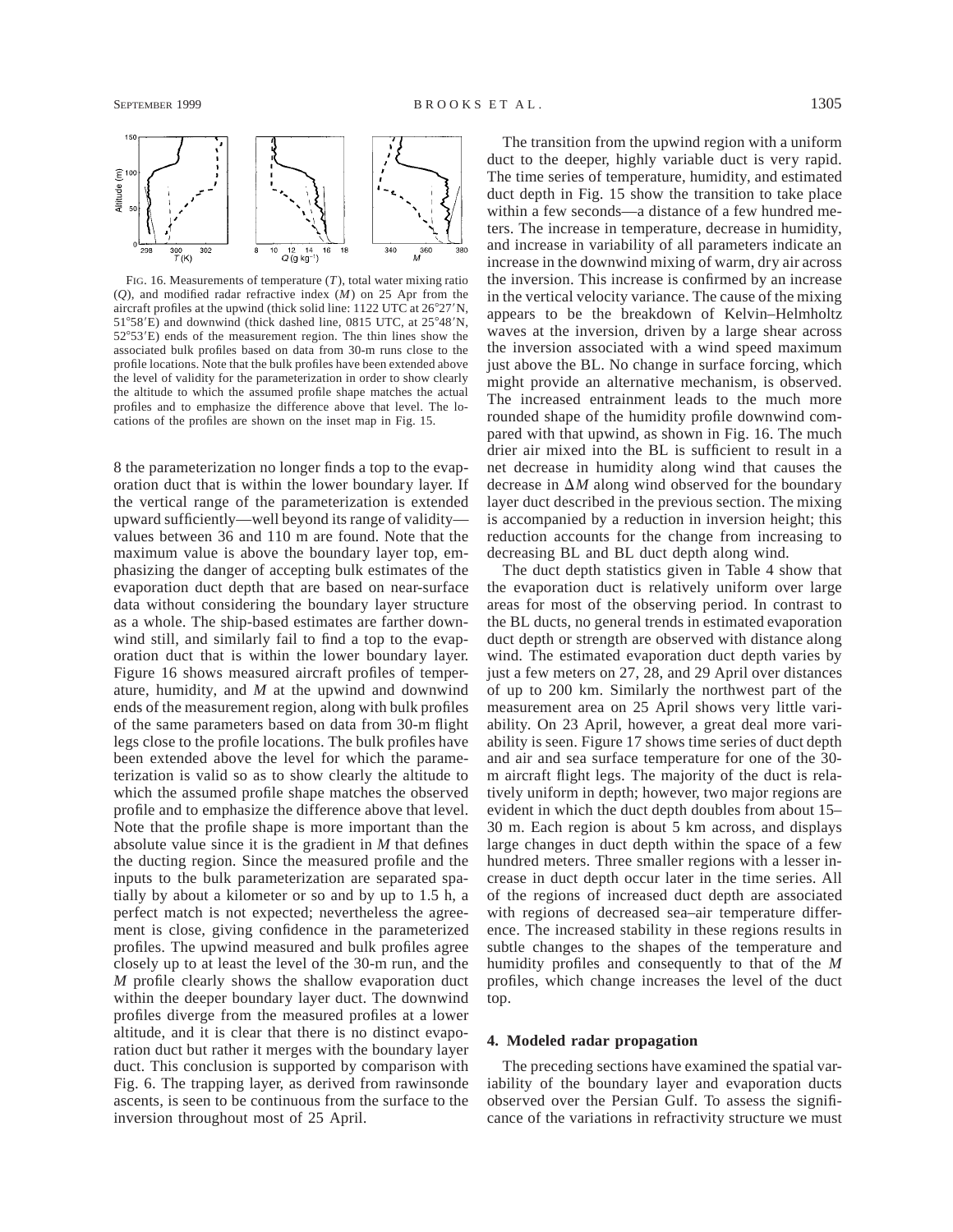150

100

Altitude (m)

50

0

298 300 302

$T$ (K)

8 10 12 14 16 18

$Q$ (g kg$^{-1}$)

340 360 380

$M$

FIG. 16. Measurements of temperature ($T$), total water mixing ratio ($Q$), and modified radar refractive index ($M$) on 25 Apr from the aircraft profiles at the upwind (thick solid line: 1122 UTC at 26°27′N, 51°58′E) and downwind (thick dashed line, 0815 UTC, at 25°48′N, 52°53′E) ends of the measurement region. The thin lines show the associated bulk profiles based on data from 30-m runs close to the profile locations. Note that the bulk profiles have been extended above the level of validity for the parameterization in order to show clearly the altitude to which the assumed profile shape matches the actual profiles and to emphasize the difference above that level. The locations of the profiles are shown on the inset map in Fig. 15.

8 the parameterization no longer finds a top to the evaporation duct that is within the lower boundary layer. If the vertical range of the parameterization is extended upward sufficiently—well beyond its range of validity—values between 36 and 110 m are found. Note that the maximum value is above the boundary layer top, emphasizing the danger of accepting bulk estimates of the evaporation duct depth that are based on near-surface data without considering the boundary layer structure as a whole. The ship-based estimates are farther downwind still, and similarly fail to find a top to the evaporation duct that is within the lower boundary layer. Figure 16 shows measured aircraft profiles of temperature, humidity, and $M$ at the upwind and downwind ends of the measurement region, along with bulk profiles of the same parameters based on data from 30-m flight legs close to the profile locations. The bulk profiles have been extended above the level for which the parameterization is valid so as to show clearly the altitude to which the assumed profile shape matches the observed profile and to emphasize the difference above that level. Note that the profile shape is more important than the absolute value since it is the gradient in $M$ that defines the ducting region. Since the measured profile and the inputs to the bulk parameterization are separated spatially by about a kilometer or so and by up to 1.5 h, a perfect match is not expected; nevertheless the agreement is close, giving confidence in the parameterized profiles. The upwind measured and bulk profiles agree closely up to at least the level of the 30-m run, and the $M$ profile clearly shows the shallow evaporation duct within the deeper boundary layer duct. The downwind profiles diverge from the measured profiles at a lower altitude, and it is clear that there is no distinct evaporation duct but rather it merges with the boundary layer duct. This conclusion is supported by comparison with Fig. 6. The trapping layer, as derived from rawinsonde ascents, is seen to be continuous from the surface to the inversion throughout most of 25 April.

The transition from the upwind region with a uniform duct to the deeper, highly variable duct is very rapid. The time series of temperature, humidity, and estimated duct depth in Fig. 15 show the transition to take place within a few seconds—a distance of a few hundred meters. The increase in temperature, decrease in humidity, and increase in variability of all parameters indicate an increase in the downwind mixing of warm, dry air across the inversion. This increase is confirmed by an increase in the vertical velocity variance. The cause of the mixing appears to be the breakdown of Kelvin–Helmholtz waves at the inversion, driven by a large shear across the inversion associated with a wind speed maximum just above the BL. No change in surface forcing, which might provide an alternative mechanism, is observed. The increased entrainment leads to the much more rounded shape of the humidity profile downwind compared with that upwind, as shown in Fig. 16. The much drier air mixed into the BL is sufficient to result in a net decrease in humidity along wind that causes the decrease in $\Delta M$ along wind observed for the boundary layer duct described in the previous section. The mixing is accompanied by a reduction in inversion height; this reduction accounts for the change from increasing to decreasing BL and BL duct depth along wind.

The duct depth statistics given in Table 4 show that the evaporation duct is relatively uniform over large areas for most of the observing period. In contrast to the BL ducts, no general trends in estimated evaporation duct depth or strength are observed with distance along wind. The estimated evaporation duct depth varies by just a few meters on 27, 28, and 29 April over distances of up to 200 km. Similarly the northwest part of the measurement area on 25 April shows very little variability. On 23 April, however, a great deal more variability is seen. Figure 17 shows time series of duct depth and air and sea surface temperature for one of the 30-m aircraft flight legs. The majority of the duct is relatively uniform in depth; however, two major regions are evident in which the duct depth doubles from about 15–30 m. Each region is about 5 km across, and displays large changes in duct depth within the space of a few hundred meters. Three smaller regions with a lesser increase in duct depth occur later in the time series. All of the regions of increased duct depth are associated with regions of decreased sea–air temperature difference. The increased stability in these regions results in subtle changes to the shapes of the temperature and humidity profiles and consequently to that of the $M$ profiles, which change increases the level of the duct top.

## 4. Modeled radar propagation

The preceding sections have examined the spatial variability of the boundary layer and evaporation ducts observed over the Persian Gulf. To assess the significance of the variations in refractivity structure we must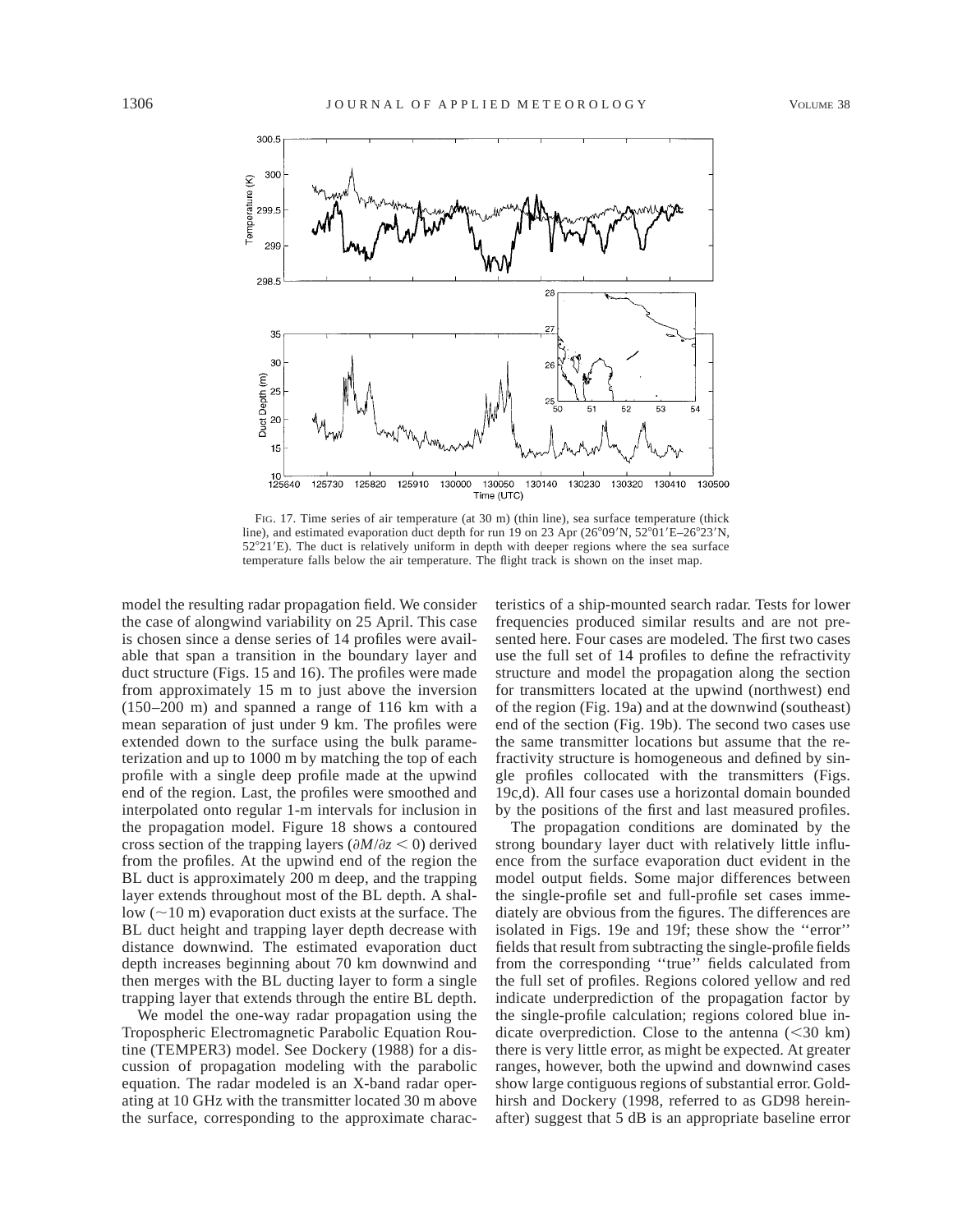FIG. 17. Time series of air temperature (at 30 m) (thin line), sea surface temperature (thick line), and estimated evaporation duct depth for run 19 on 23 Apr (26°09′N, 52°01′E–26°23′N, 52°21′E). The duct is relatively uniform in depth with deeper regions where the sea surface temperature falls below the air temperature. The flight track is shown on the inset map.

model the resulting radar propagation field. We consider the case of alongwind variability on 25 April. This case is chosen since a dense series of 14 profiles were available that span a transition in the boundary layer and duct structure (Figs. 15 and 16). The profiles were made from approximately 15 m to just above the inversion (150–200 m) and spanned a range of 116 km with a mean separation of just under 9 km. The profiles were extended down to the surface using the bulk parameterization and up to 1000 m by matching the top of each profile with a single deep profile made at the upwind end of the region. Last, the profiles were smoothed and interpolated onto regular 1-m intervals for inclusion in the propagation model. Figure 18 shows a contoured cross section of the trapping layers ($\partial M/\partial z < 0$) derived from the profiles. At the upwind end of the region the BL duct is approximately 200 m deep, and the trapping layer extends throughout most of the BL depth. A shallow (~10 m) evaporation duct exists at the surface. The BL duct height and trapping layer depth decrease with distance downwind. The estimated evaporation duct depth increases beginning about 70 km downwind and then merges with the BL ducting layer to form a single trapping layer that extends through the entire BL depth.

We model the one-way radar propagation using the Tropospheric Electromagnetic Parabolic Equation Routine (TEMPER3) model. See Dockery (1988) for a discussion of propagation modeling with the parabolic equation. The radar modeled is an X-band radar operating at 10 GHz with the transmitter located 30 m above the surface, corresponding to the approximate characteristics of a ship-mounted search radar. Tests for lower frequencies produced similar results and are not presented here. Four cases are modeled. The first two cases use the full set of 14 profiles to define the refractivity structure and model the propagation along the section for transmitters located at the upwind (northwest) end of the region (Fig. 19a) and at the downwind (southeast) end of the section (Fig. 19b). The second two cases use the same transmitter locations but assume that the refractivity structure is homogeneous and defined by single profiles collocated with the transmitters (Figs. 19c,d). All four cases use a horizontal domain bounded by the positions of the first and last measured profiles.

The propagation conditions are dominated by the strong boundary layer duct with relatively little influence from the surface evaporation duct evident in the model output fields. Some major differences between the single-profile set and full-profile set cases immediately are obvious from the figures. The differences are isolated in Figs. 19e and 19f; these show the "error" fields that result from subtracting the single-profile fields from the corresponding "true" fields calculated from the full set of profiles. Regions colored yellow and red indicate underprediction of the propagation factor by the single-profile calculation; regions colored blue indicate overprediction. Close to the antenna (<30 km) there is very little error, as might be expected. At greater ranges, however, both the upwind and downwind cases show large contiguous regions of substantial error. Goldhirsh and Dockery (1998, referred to as GD98 hereinafter) suggest that 5 dB is an appropriate baseline error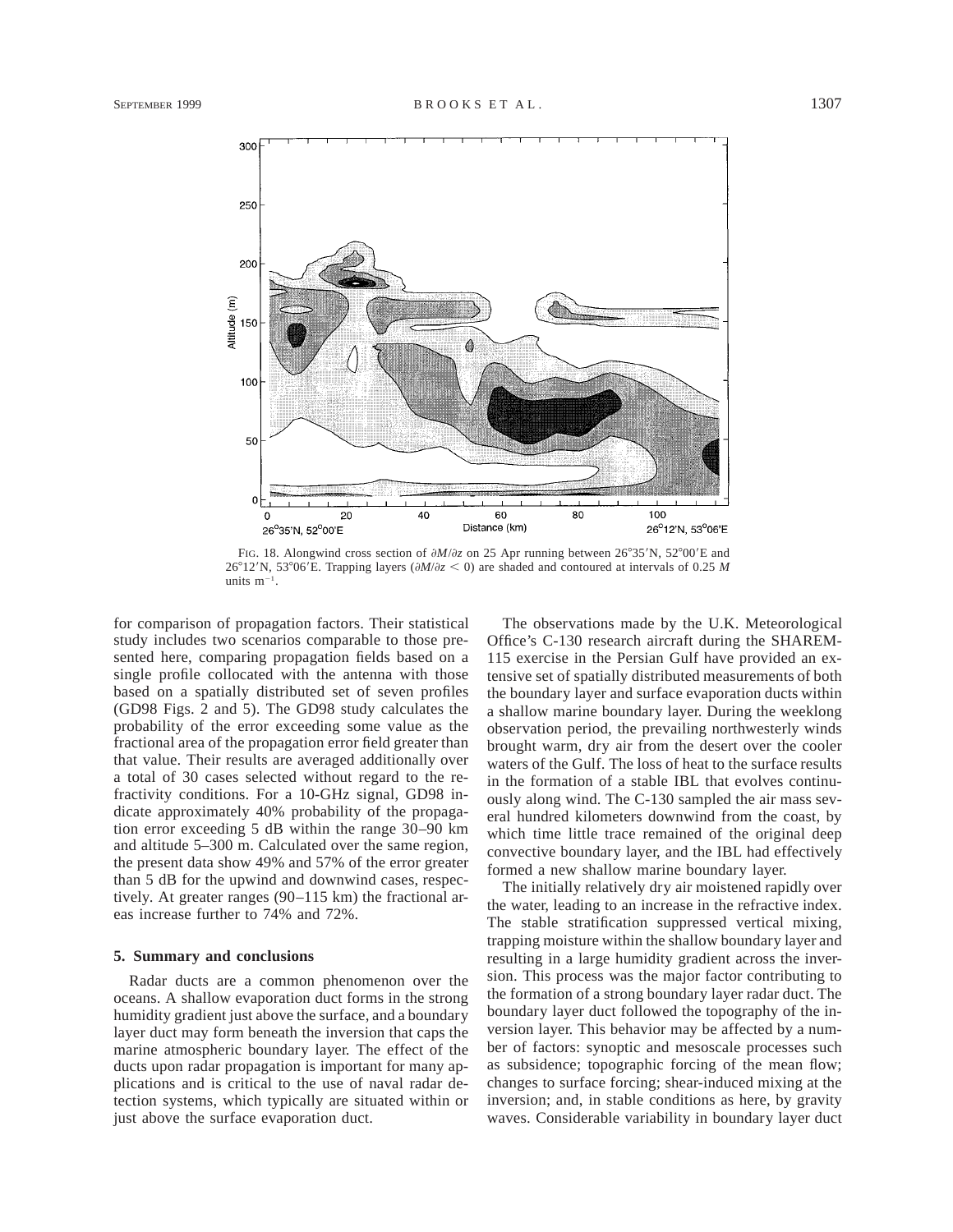FIG. 18. Alongwind cross section of $\partial M/\partial z$ on 25 Apr running between 26°35′N, 52°00′E and 26°12′N, 53°06′E. Trapping layers ($\partial M/\partial z < 0$) are shaded and contoured at intervals of 0.25 $M$ units $m^{-1}$.

for comparison of propagation factors. Their statistical study includes two scenarios comparable to those presented here, comparing propagation fields based on a single profile collocated with the antenna with those based on a spatially distributed set of seven profiles (GD98 Figs. 2 and 5). The GD98 study calculates the probability of the error exceeding some value as the fractional area of the propagation error field greater than that value. Their results are averaged additionally over a total of 30 cases selected without regard to the refractivity conditions. For a 10-GHz signal, GD98 indicate approximately 40% probability of the propagation error exceeding 5 dB within the range 30–90 km and altitude 5–300 m. Calculated over the same region, the present data show 49% and 57% of the error greater than 5 dB for the upwind and downwind cases, respectively. At greater ranges (90–115 km) the fractional areas increase further to 74% and 72%.

## 5. Summary and conclusions

Radar ducts are a common phenomenon over the oceans. A shallow evaporation duct forms in the strong humidity gradient just above the surface, and a boundary layer duct may form beneath the inversion that caps the marine atmospheric boundary layer. The effect of the ducts upon radar propagation is important for many applications and is critical to the use of naval radar detection systems, which typically are situated within or just above the surface evaporation duct.

The observations made by the U.K. Meteorological Office's C-130 research aircraft during the SHAREM-115 exercise in the Persian Gulf have provided an extensive set of spatially distributed measurements of both the boundary layer and surface evaporation ducts within a shallow marine boundary layer. During the weeklong observation period, the prevailing northwesterly winds brought warm, dry air from the desert over the cooler waters of the Gulf. The loss of heat to the surface results in the formation of a stable IBL that evolves continuously along wind. The C-130 sampled the air mass several hundred kilometers downwind from the coast, by which time little trace remained of the original deep convective boundary layer, and the IBL had effectively formed a new shallow marine boundary layer.

The initially relatively dry air moistened rapidly over the water, leading to an increase in the refractive index. The stable stratification suppressed vertical mixing, trapping moisture within the shallow boundary layer and resulting in a large humidity gradient across the inversion. This process was the major factor contributing to the formation of a strong boundary layer radar duct. The boundary layer duct followed the topography of the inversion layer. This behavior may be affected by a number of factors: synoptic and mesoscale processes such as subsidence; topographic forcing of the mean flow; changes to surface forcing; shear-induced mixing at the inversion; and, in stable conditions as here, by gravity waves. Considerable variability in boundary layer duct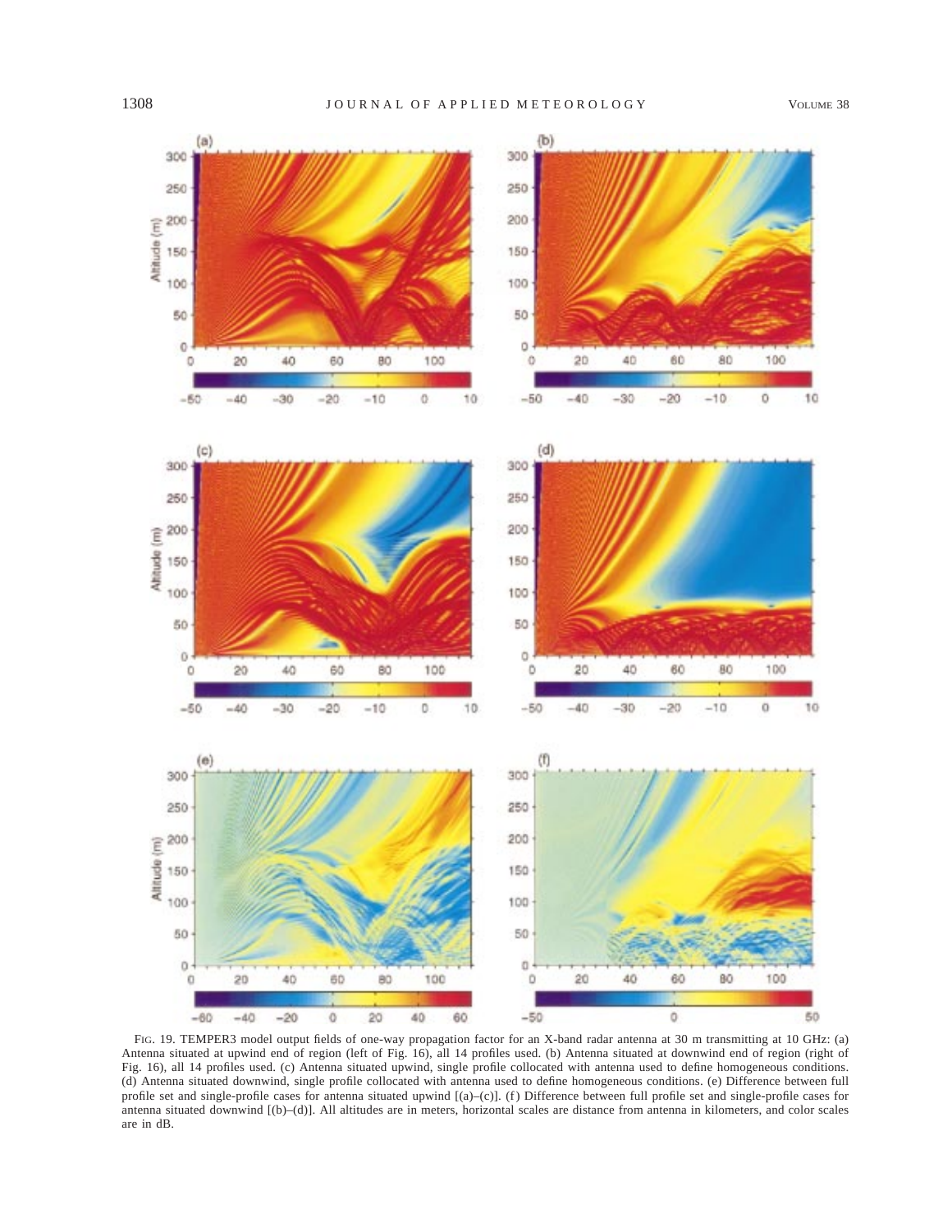FIG. 19. TEMPER3 model output fields of one-way propagation factor for an X-band radar antenna at 30 m transmitting at 10 GHz: (a) Antenna situated at upwind end of region (left of Fig. 16), all 14 profiles used. (b) Antenna situated at downwind end of region (right of Fig. 16), all 14 profiles used. (c) Antenna situated upwind, single profile collocated with antenna used to define homogeneous conditions. (d) Antenna situated downwind, single profile collocated with antenna used to define homogeneous conditions. (e) Difference between full profile set and single-profile cases for antenna situated upwind [(a)–(c)]. (f) Difference between full profile set and single-profile cases for antenna situated downwind [(b)–(d)]. All altitudes are in meters, horizontal scales are distance from antenna in kilometers, and color scales are in dB.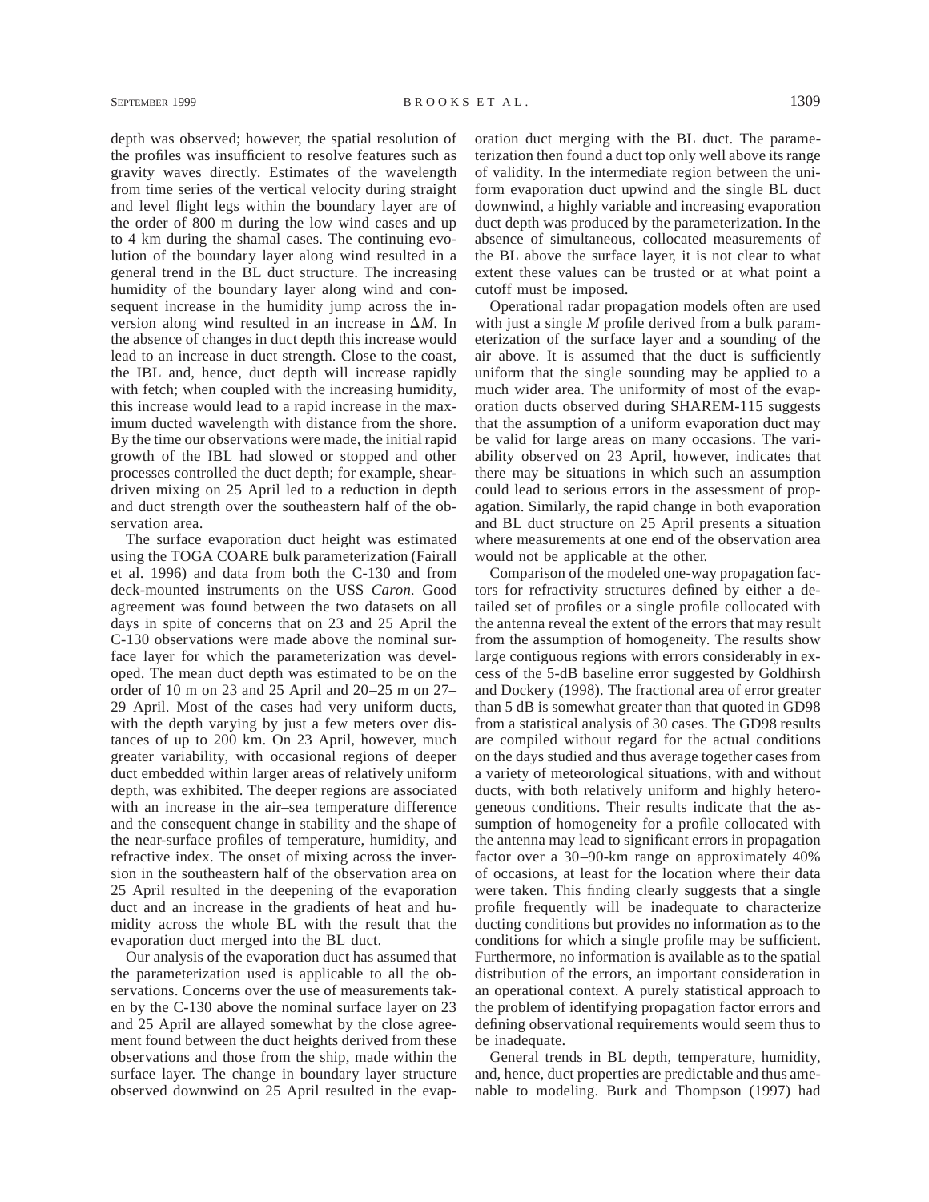depth was observed; however, the spatial resolution of the profiles was insufficient to resolve features such as gravity waves directly. Estimates of the wavelength from time series of the vertical velocity during straight and level flight legs within the boundary layer are of the order of 800 m during the low wind cases and up to 4 km during the shamal cases. The continuing evolution of the boundary layer along wind resulted in a general trend in the BL duct structure. The increasing humidity of the boundary layer along wind and consequent increase in the humidity jump across the inversion along wind resulted in an increase in $\Delta M$. In the absence of changes in duct depth this increase would lead to an increase in duct strength. Close to the coast, the IBL and, hence, duct depth will increase rapidly with fetch; when coupled with the increasing humidity, this increase would lead to a rapid increase in the maximum ducted wavelength with distance from the shore. By the time our observations were made, the initial rapid growth of the IBL had slowed or stopped and other processes controlled the duct depth; for example, shear-driven mixing on 25 April led to a reduction in depth and duct strength over the southeastern half of the observation area.

The surface evaporation duct height was estimated using the TOGA COARE bulk parameterization (Fairall et al. 1996) and data from both the C-130 and from deck-mounted instruments on the USS *Caron.* Good agreement was found between the two datasets on all days in spite of concerns that on 23 and 25 April the C-130 observations were made above the nominal surface layer for which the parameterization was developed. The mean duct depth was estimated to be on the order of 10 m on 23 and 25 April and 20–25 m on 27–29 April. Most of the cases had very uniform ducts, with the depth varying by just a few meters over distances of up to 200 km. On 23 April, however, much greater variability, with occasional regions of deeper duct embedded within larger areas of relatively uniform depth, was exhibited. The deeper regions are associated with an increase in the air–sea temperature difference and the consequent change in stability and the shape of the near-surface profiles of temperature, humidity, and refractive index. The onset of mixing across the inversion in the southeastern half of the observation area on 25 April resulted in the deepening of the evaporation duct and an increase in the gradients of heat and humidity across the whole BL with the result that the evaporation duct merged into the BL duct.

Our analysis of the evaporation duct has assumed that the parameterization used is applicable to all the observations. Concerns over the use of measurements taken by the C-130 above the nominal surface layer on 23 and 25 April are allayed somewhat by the close agreement found between the duct heights derived from these observations and those from the ship, made within the surface layer. The change in boundary layer structure observed downwind on 25 April resulted in the evaporation duct merging with the BL duct. The parameterization then found a duct top only well above its range of validity. In the intermediate region between the uniform evaporation duct upwind and the single BL duct downwind, a highly variable and increasing evaporation duct depth was produced by the parameterization. In the absence of simultaneous, collocated measurements of the BL above the surface layer, it is not clear to what extent these values can be trusted or at what point a cutoff must be imposed.

Operational radar propagation models often are used with just a single *M* profile derived from a bulk parameterization of the surface layer and a sounding of the air above. It is assumed that the duct is sufficiently uniform that the single sounding may be applied to a much wider area. The uniformity of most of the evaporation ducts observed during SHAREM-115 suggests that the assumption of a uniform evaporation duct may be valid for large areas on many occasions. The variability observed on 23 April, however, indicates that there may be situations in which such an assumption could lead to serious errors in the assessment of propagation. Similarly, the rapid change in both evaporation and BL duct structure on 25 April presents a situation where measurements at one end of the observation area would not be applicable at the other.

Comparison of the modeled one-way propagation factors for refractivity structures defined by either a detailed set of profiles or a single profile collocated with the antenna reveal the extent of the errors that may result from the assumption of homogeneity. The results show large contiguous regions with errors considerably in excess of the 5-dB baseline error suggested by Goldhirsh and Dockery (1998). The fractional area of error greater than 5 dB is somewhat greater than that quoted in GD98 from a statistical analysis of 30 cases. The GD98 results are compiled without regard for the actual conditions on the days studied and thus average together cases from a variety of meteorological situations, with and without ducts, with both relatively uniform and highly heterogeneous conditions. Their results indicate that the assumption of homogeneity for a profile collocated with the antenna may lead to significant errors in propagation factor over a 30–90-km range on approximately 40% of occasions, at least for the location where their data were taken. This finding clearly suggests that a single profile frequently will be inadequate to characterize ducting conditions but provides no information as to the conditions for which a single profile may be sufficient. Furthermore, no information is available as to the spatial distribution of the errors, an important consideration in an operational context. A purely statistical approach to the problem of identifying propagation factor errors and defining observational requirements would seem thus to be inadequate.

General trends in BL depth, temperature, humidity, and, hence, duct properties are predictable and thus amenable to modeling. Burk and Thompson (1997) had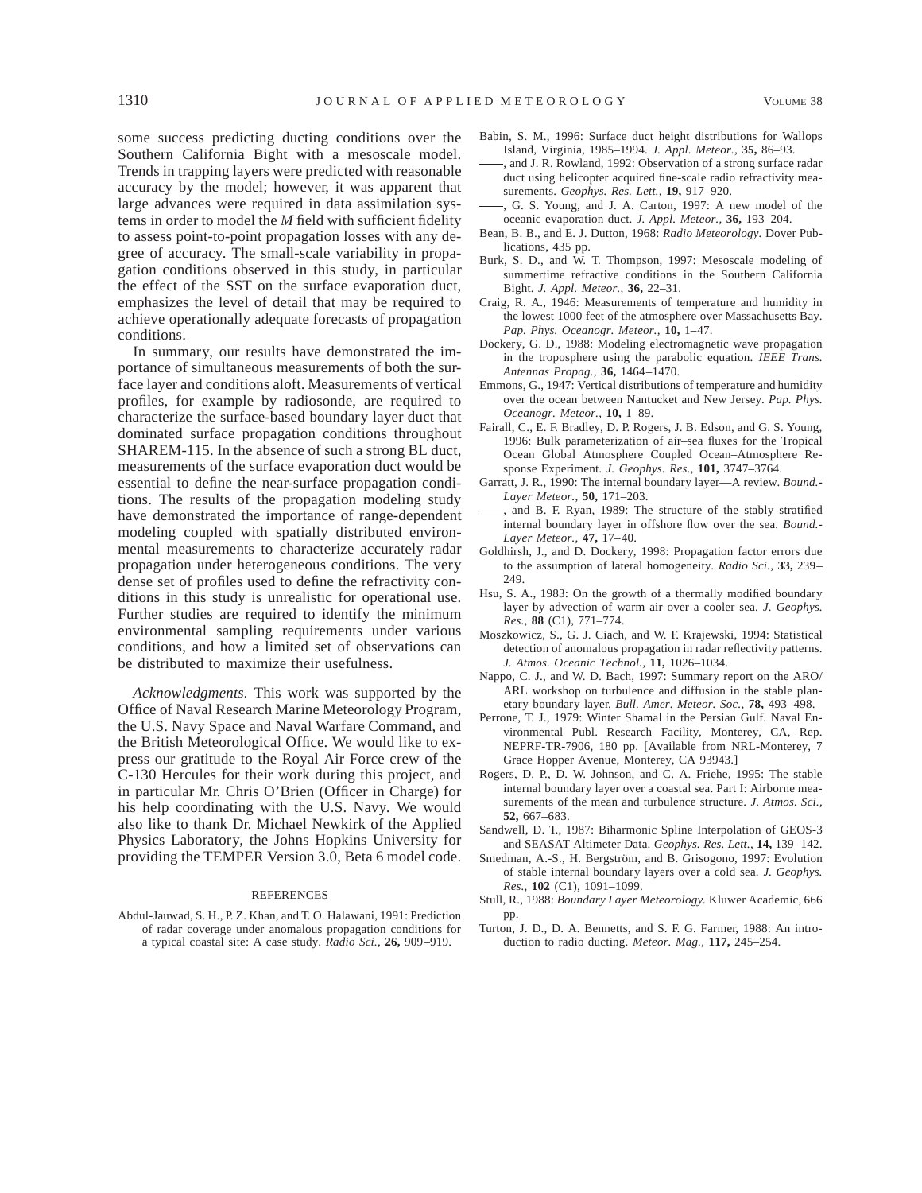some success predicting ducting conditions over the Southern California Bight with a mesoscale model. Trends in trapping layers were predicted with reasonable accuracy by the model; however, it was apparent that large advances were required in data assimilation systems in order to model the *M* field with sufficient fidelity to assess point-to-point propagation losses with any degree of accuracy. The small-scale variability in propagation conditions observed in this study, in particular the effect of the SST on the surface evaporation duct, emphasizes the level of detail that may be required to achieve operationally adequate forecasts of propagation conditions.

In summary, our results have demonstrated the importance of simultaneous measurements of both the surface layer and conditions aloft. Measurements of vertical profiles, for example by radiosonde, are required to characterize the surface-based boundary layer duct that dominated surface propagation conditions throughout SHAREM-115. In the absence of such a strong BL duct, measurements of the surface evaporation duct would be essential to define the near-surface propagation conditions. The results of the propagation modeling study have demonstrated the importance of range-dependent modeling coupled with spatially distributed environmental measurements to characterize accurately radar propagation under heterogeneous conditions. The very dense set of profiles used to define the refractivity conditions in this study is unrealistic for operational use. Further studies are required to identify the minimum environmental sampling requirements under various conditions, and how a limited set of observations can be distributed to maximize their usefulness.

*Acknowledgments.* This work was supported by the Office of Naval Research Marine Meteorology Program, the U.S. Navy Space and Naval Warfare Command, and the British Meteorological Office. We would like to express our gratitude to the Royal Air Force crew of the C-130 Hercules for their work during this project, and in particular Mr. Chris O'Brien (Officer in Charge) for his help coordinating with the U.S. Navy. We would also like to thank Dr. Michael Newkirk of the Applied Physics Laboratory, the Johns Hopkins University for providing the TEMPER Version 3.0, Beta 6 model code.

## REFERENCES

Abdul-Jauwad, S. H., P. Z. Khan, and T. O. Halawani, 1991: Prediction of radar coverage under anomalous propagation conditions for a typical coastal site: A case study. *Radio Sci.,* **26,** 909–919.

Babin, S. M., 1996: Surface duct height distributions for Wallops Island, Virginia, 1985–1994. *J. Appl. Meteor.,* **35,** 86–93.

——, and J. R. Rowland, 1992: Observation of a strong surface radar duct using helicopter acquired fine-scale radio refractivity measurements. *Geophys. Res. Lett.,* **19,** 917–920.

——, G. S. Young, and J. A. Carton, 1997: A new model of the oceanic evaporation duct. *J. Appl. Meteor.,* **36,** 193–204.

Bean, B. B., and E. J. Dutton, 1968: *Radio Meteorology.* Dover Publications, 435 pp.

Burk, S. D., and W. T. Thompson, 1997: Mesoscale modeling of summertime refractive conditions in the Southern California Bight. *J. Appl. Meteor.,* **36,** 22–31.

Craig, R. A., 1946: Measurements of temperature and humidity in the lowest 1000 feet of the atmosphere over Massachusetts Bay. *Pap. Phys. Oceanogr. Meteor.,* **10,** 1–47.

Dockery, G. D., 1988: Modeling electromagnetic wave propagation in the troposphere using the parabolic equation. *IEEE Trans. Antennas Propag.,* **36,** 1464–1470.

Emmons, G., 1947: Vertical distributions of temperature and humidity over the ocean between Nantucket and New Jersey. *Pap. Phys. Oceanogr. Meteor.,* **10,** 1–89.

Fairall, C., E. F. Bradley, D. P. Rogers, J. B. Edson, and G. S. Young, 1996: Bulk parameterization of air–sea fluxes for the Tropical Ocean Global Atmosphere Coupled Ocean–Atmosphere Response Experiment. *J. Geophys. Res.,* **101,** 3747–3764.

Garratt, J. R., 1990: The internal boundary layer—A review. *Bound.-Layer Meteor.,* **50,** 171–203.

——, and B. F. Ryan, 1989: The structure of the stably stratified internal boundary layer in offshore flow over the sea. *Bound.-Layer Meteor.,* **47,** 17–40.

Goldhirsh, J., and D. Dockery, 1998: Propagation factor errors due to the assumption of lateral homogeneity. *Radio Sci.,* **33,** 239–249.

Hsu, S. A., 1983: On the growth of a thermally modified boundary layer by advection of warm air over a cooler sea. *J. Geophys. Res.,* **88** (C1), 771–774.

Moszkowicz, S., G. J. Ciach, and W. F. Krajewski, 1994: Statistical detection of anomalous propagation in radar reflectivity patterns. *J. Atmos. Oceanic Technol.,* **11,** 1026–1034.

Nappo, C. J., and W. D. Bach, 1997: Summary report on the ARO/ARL workshop on turbulence and diffusion in the stable planetary boundary layer. *Bull. Amer. Meteor. Soc.,* **78,** 493–498.

Perrone, T. J., 1979: Winter Shamal in the Persian Gulf. Naval Environmental Publ. Research Facility, Monterey, CA, Rep. NEPRF-TR-7906, 180 pp. [Available from NRL-Monterey, 7 Grace Hopper Avenue, Monterey, CA 93943.]

Rogers, D. P., D. W. Johnson, and C. A. Friehe, 1995: The stable internal boundary layer over a coastal sea. Part I: Airborne measurements of the mean and turbulence structure. *J. Atmos. Sci.,* **52,** 667–683.

Sandwell, D. T., 1987: Biharmonic Spline Interpolation of GEOS-3 and SEASAT Altimeter Data. *Geophys. Res. Lett.,* **14,** 139–142.

Smedman, A.-S., H. Bergström, and B. Grisogono, 1997: Evolution of stable internal boundary layers over a cold sea. *J. Geophys. Res.,* **102** (C1), 1091–1099.

Stull, R., 1988: *Boundary Layer Meteorology.* Kluwer Academic, 666 pp.

Turton, J. D., D. A. Bennetts, and S. F. G. Farmer, 1988: An introduction to radio ducting. *Meteor. Mag.,* **117,** 245–254.